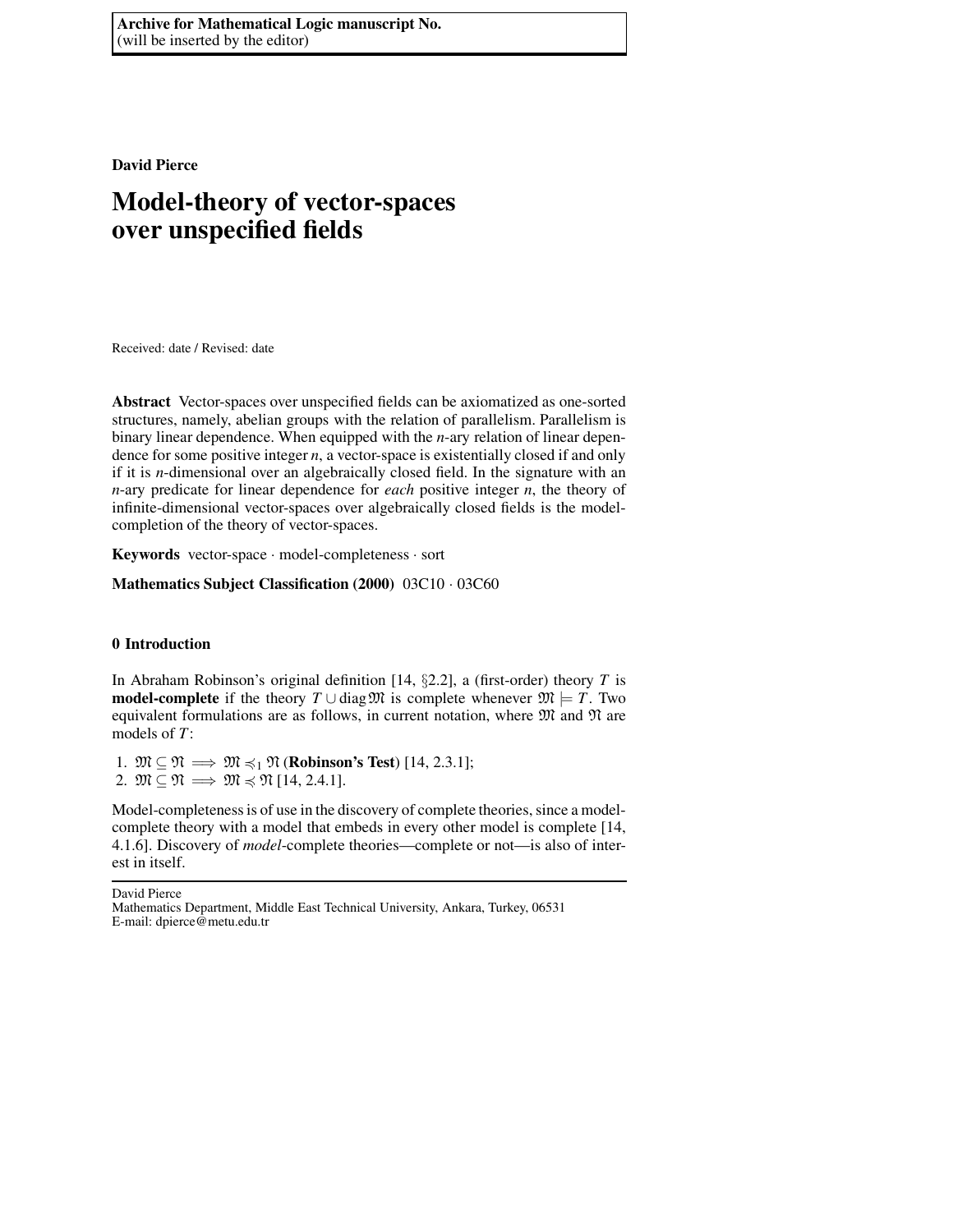**Archive for Mathematical Logic manuscript No.**
(will be inserted by the editor)

**David Pierce**

# Model-theory of vector-spaces over unspecified fields

Received: date / Revised: date

**Abstract** Vector-spaces over unspecified fields can be axiomatized as one-sorted structures, namely, abelian groups with the relation of parallelism. Parallelism is binary linear dependence. When equipped with the $n$-ary relation of linear dependence for some positive integer $n$, a vector-space is existentially closed if and only if it is $n$-dimensional over an algebraically closed field. In the signature with an $n$-ary predicate for linear dependence for *each* positive integer $n$, the theory of infinite-dimensional vector-spaces over algebraically closed fields is the model-completion of the theory of vector-spaces.

**Keywords** vector-space · model-completeness · sort

**Mathematics Subject Classification (2000)** 03C10 · 03C60

## 0 Introduction

In Abraham Robinson's original definition [14, §2.2], a (first-order) theory $T$ is **model-complete** if the theory $T \cup \operatorname{diag}\mathfrak{M}$ is complete whenever $\mathfrak{M} \models T$. Two equivalent formulations are as follows, in current notation, where $\mathfrak{M}$ and $\mathfrak{N}$ are models of $T$:

1. $\mathfrak{M} \subseteq \mathfrak{N} \implies \mathfrak{M} \preccurlyeq_1 \mathfrak{N}$ (**Robinson's Test**) [14, 2.3.1];
2. $\mathfrak{M} \subseteq \mathfrak{N} \implies \mathfrak{M} \preccurlyeq \mathfrak{N}$ [14, 2.4.1].

Model-completeness is of use in the discovery of complete theories, since a model-complete theory with a model that embeds in every other model is complete [14, 4.1.6]. Discovery of *model*-complete theories—complete or not—is also of interest in itself.

David Pierce
Mathematics Department, Middle East Technical University, Ankara, Turkey, 06531
E-mail: dpierce@metu.edu.tr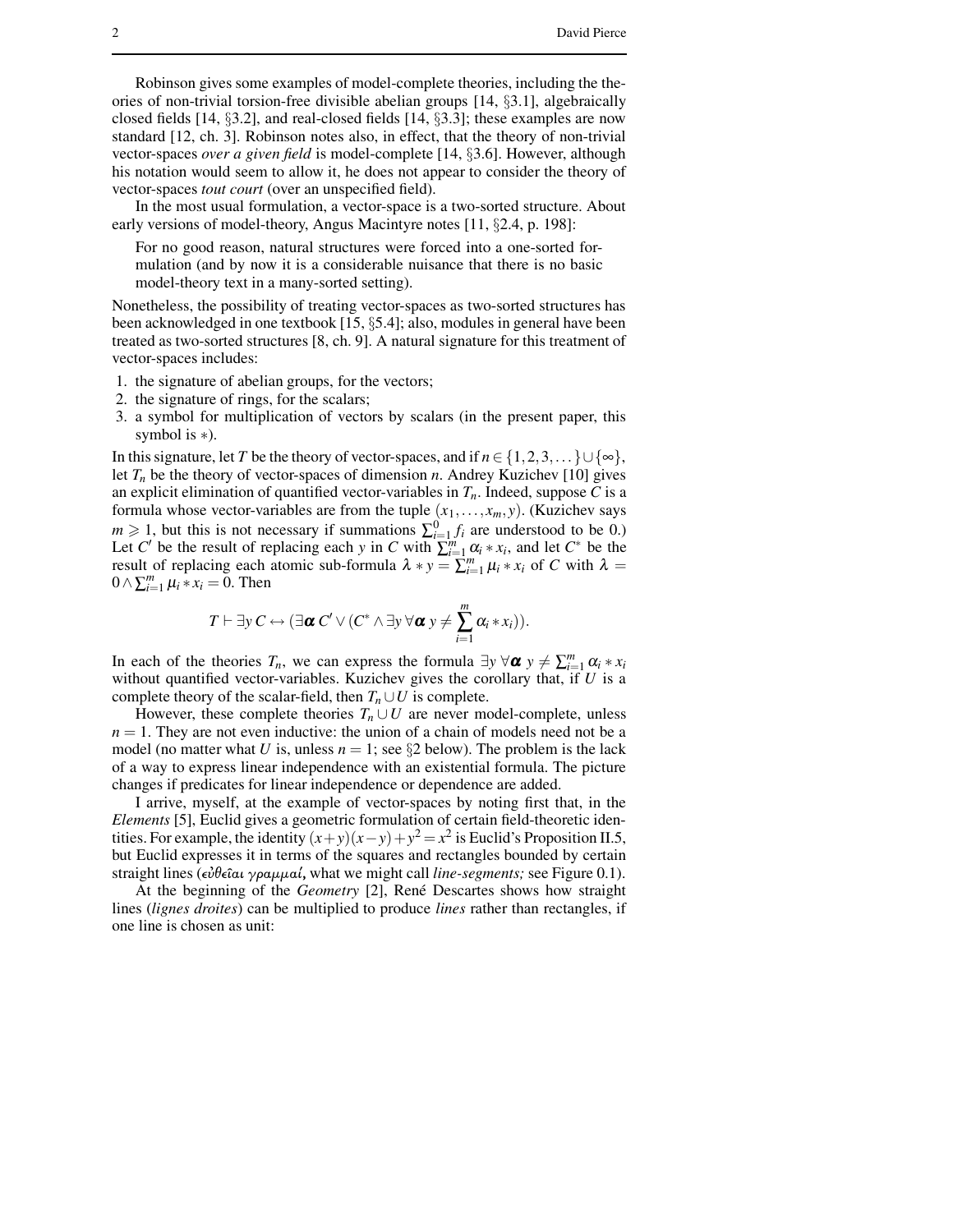Robinson gives some examples of model-complete theories, including the theories of non-trivial torsion-free divisible abelian groups [14, §3.1], algebraically closed fields [14, §3.2], and real-closed fields [14, §3.3]; these examples are now standard [12, ch. 3]. Robinson notes also, in effect, that the theory of non-trivial vector-spaces *over a given field* is model-complete [14, §3.6]. However, although his notation would seem to allow it, he does not appear to consider the theory of vector-spaces *tout court* (over an unspecified field).

In the most usual formulation, a vector-space is a two-sorted structure. About early versions of model-theory, Angus Macintyre notes [11, §2.4, p. 198]:

> For no good reason, natural structures were forced into a one-sorted formulation (and by now it is a considerable nuisance that there is no basic model-theory text in a many-sorted setting).

Nonetheless, the possibility of treating vector-spaces as two-sorted structures has been acknowledged in one textbook [15, §5.4]; also, modules in general have been treated as two-sorted structures [8, ch. 9]. A natural signature for this treatment of vector-spaces includes:

1. the signature of abelian groups, for the vectors;
2. the signature of rings, for the scalars;
3. a symbol for multiplication of vectors by scalars (in the present paper, this symbol is $*$).

In this signature, let $T$ be the theory of vector-spaces, and if $n \in \{1,2,3,\dots\} \cup \{\infty\}$, let $T_n$ be the theory of vector-spaces of dimension $n$. Andrey Kuzichev [10] gives an explicit elimination of quantified vector-variables in $T_n$. Indeed, suppose $C$ is a formula whose vector-variables are from the tuple $(x_1,\dots,x_m,y)$. (Kuzichev says $m \geqslant 1$, but this is not necessary if summations $\sum_{i=1}^{0} f_i$ are understood to be 0.) Let $C'$ be the result of replacing each $y$ in $C$ with $\sum_{i=1}^{m} \alpha_i * x_i$, and let $C^*$ be the result of replacing each atomic sub-formula $\lambda * y = \sum_{i=1}^{m} \mu_i * x_i$ of $C$ with $\lambda = 0 \wedge \sum_{i=1}^{m} \mu_i * x_i = 0$. Then

$$T \vdash \exists y\, C \leftrightarrow \Big(\exists \boldsymbol{\alpha}\, C' \vee \big(C^* \wedge \exists y\, \forall \boldsymbol{\alpha}\; y \neq \sum_{i=1}^{m} \alpha_i * x_i\big)\Big).$$

In each of the theories $T_n$, we can express the formula $\exists y\, \forall \boldsymbol{\alpha}\; y \neq \sum_{i=1}^{m} \alpha_i * x_i$ without quantified vector-variables. Kuzichev gives the corollary that, if $U$ is a complete theory of the scalar-field, then $T_n \cup U$ is complete.

However, these complete theories $T_n \cup U$ are never model-complete, unless $n = 1$. They are not even inductive: the union of a chain of models need not be a model (no matter what $U$ is, unless $n = 1$; see §2 below). The problem is the lack of a way to express linear independence with an existential formula. The picture changes if predicates for linear independence or dependence are added.

I arrive, myself, at the example of vector-spaces by noting first that, in the *Elements* [5], Euclid gives a geometric formulation of certain field-theoretic identities. For example, the identity $(x+y)(x-y)+y^2 = x^2$ is Euclid's Proposition II.5, but Euclid expresses it in terms of the squares and rectangles bounded by certain straight lines (*εὐθεῖαι γραμμαί*, what we might call *line-segments;* see Figure 0.1).

At the beginning of the *Geometry* [2], René Descartes shows how straight lines (*lignes droites*) can be multiplied to produce *lines* rather than rectangles, if one line is chosen as unit: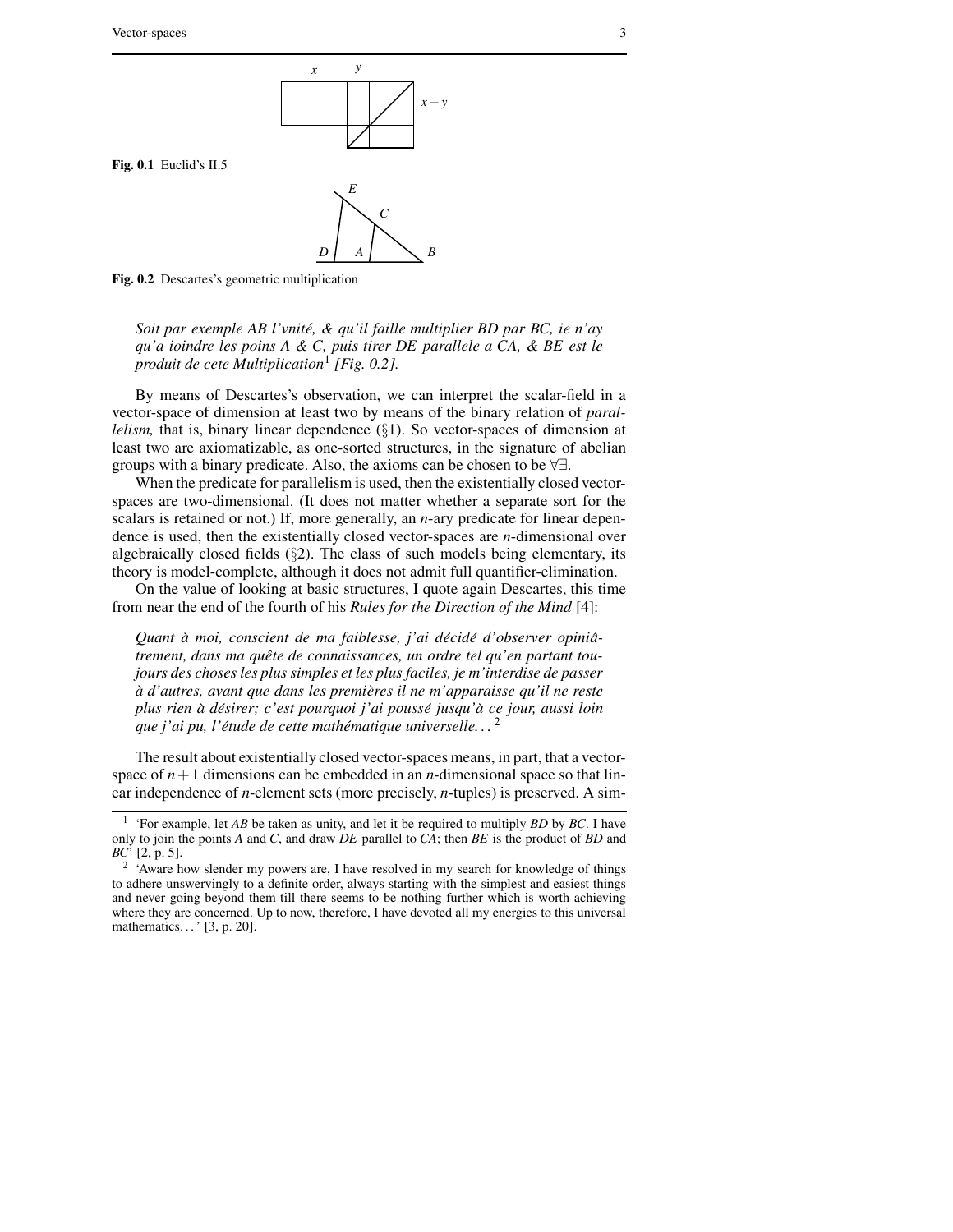Fig. 0.1 Euclid's II.5

Fig. 0.2 Descartes's geometric multiplication

*Soit par exemple AB l'vnité, & qu'il faille multiplier BD par BC, ie n'ay qu'a ioindre les poins A & C, puis tirer DE parallele a CA, & BE est le produit de cete Multiplication*[1] *[Fig. 0.2].*

By means of Descartes's observation, we can interpret the scalar-field in a vector-space of dimension at least two by means of the binary relation of *parallelism,* that is, binary linear dependence (§1). So vector-spaces of dimension at least two are axiomatizable, as one-sorted structures, in the signature of abelian groups with a binary predicate. Also, the axioms can be chosen to be $\forall\exists$.

When the predicate for parallelism is used, then the existentially closed vector-spaces are two-dimensional. (It does not matter whether a separate sort for the scalars is retained or not.) If, more generally, an $n$-ary predicate for linear dependence is used, then the existentially closed vector-spaces are $n$-dimensional over algebraically closed fields (§2). The class of such models being elementary, its theory is model-complete, although it does not admit full quantifier-elimination.

On the value of looking at basic structures, I quote again Descartes, this time from near the end of the fourth of his *Rules for the Direction of the Mind* [4]:

*Quant à moi, conscient de ma faiblesse, j'ai décidé d'observer opiniâtrement, dans ma quête de connaissances, un ordre tel qu'en partant toujours des choses les plus simples et les plus faciles, je m'interdise de passer à d'autres, avant que dans les premières il ne m'apparaisse qu'il ne reste plus rien à désirer; c'est pourquoi j'ai poussé jusqu'à ce jour, aussi loin que j'ai pu, l'étude de cette mathématique universelle...*[2]

The result about existentially closed vector-spaces means, in part, that a vector-space of $n+1$ dimensions can be embedded in an $n$-dimensional space so that linear independence of $n$-element sets (more precisely, $n$-tuples) is preserved. A sim-

---

[1] 'For example, let *AB* be taken as unity, and let it be required to multiply *BD* by *BC*. I have only to join the points *A* and *C*, and draw *DE* parallel to *CA*; then *BE* is the product of *BD* and *BC*' [2, p. 5].

[2] 'Aware how slender my powers are, I have resolved in my search for knowledge of things to adhere unswervingly to a definite order, always starting with the simplest and easiest things and never going beyond them till there seems to be nothing further which is worth achieving where they are concerned. Up to now, therefore, I have devoted all my energies to this universal mathematics...' [3, p. 20].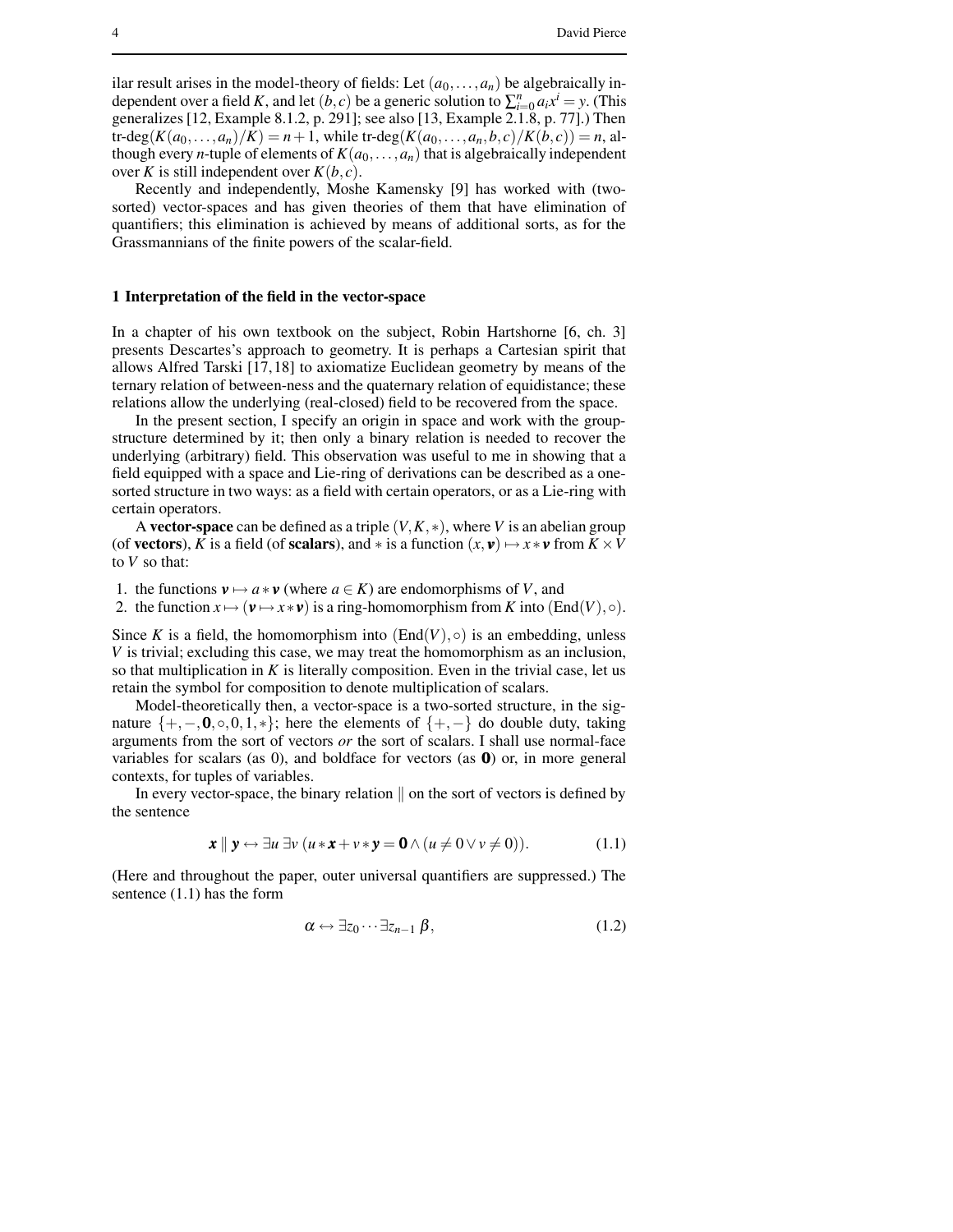ilar result arises in the model-theory of fields: Let $(a_0,\dots,a_n)$ be algebraically independent over a field $K$, and let $(b,c)$ be a generic solution to $\sum_{i=0}^{n} a_i x^i = y$. (This generalizes [12, Example 8.1.2, p. 291]; see also [13, Example 2.1.8, p. 77].) Then $\text{tr-deg}(K(a_0,\dots,a_n)/K) = n+1$, while $\text{tr-deg}(K(a_0,\dots,a_n,b,c)/K(b,c)) = n$, although every $n$-tuple of elements of $K(a_0,\dots,a_n)$ that is algebraically independent over $K$ is still independent over $K(b,c)$.

Recently and independently, Moshe Kamensky [9] has worked with (two-sorted) vector-spaces and has given theories of them that have elimination of quantifiers; this elimination is achieved by means of additional sorts, as for the Grassmannians of the finite powers of the scalar-field.

## 1 Interpretation of the field in the vector-space

In a chapter of his own textbook on the subject, Robin Hartshorne [6, ch. 3] presents Descartes's approach to geometry. It is perhaps a Cartesian spirit that allows Alfred Tarski [17,18] to axiomatize Euclidean geometry by means of the ternary relation of between-ness and the quaternary relation of equidistance; these relations allow the underlying (real-closed) field to be recovered from the space.

In the present section, I specify an origin in space and work with the group-structure determined by it; then only a binary relation is needed to recover the underlying (arbitrary) field. This observation was useful to me in showing that a field equipped with a space and Lie-ring of derivations can be described as a one-sorted structure in two ways: as a field with certain operators, or as a Lie-ring with certain operators.

A **vector-space** can be defined as a triple $(V,K,*)$, where $V$ is an abelian group (of **vectors**), $K$ is a field (of **scalars**), and $*$ is a function $(x,\boldsymbol{v}) \mapsto x*\boldsymbol{v}$ from $K\times V$ to $V$ so that:

1. the functions $\boldsymbol{v} \mapsto a*\boldsymbol{v}$ (where $a \in K$) are endomorphisms of $V$, and
2. the function $x \mapsto (\boldsymbol{v} \mapsto x*\boldsymbol{v})$ is a ring-homomorphism from $K$ into $(\mathrm{End}(V),\circ)$.

Since $K$ is a field, the homomorphism into $(\mathrm{End}(V),\circ)$ is an embedding, unless $V$ is trivial; excluding this case, we may treat the homomorphism as an inclusion, so that multiplication in $K$ is literally composition. Even in the trivial case, let us retain the symbol for composition to denote multiplication of scalars.

Model-theoretically then, a vector-space is a two-sorted structure, in the signature $\{+,-,\mathbf{0},\circ,0,1,*\}$; here the elements of $\{+,-\}$ do double duty, taking arguments from the sort of vectors *or* the sort of scalars. I shall use normal-face variables for scalars (as 0), and boldface for vectors (as $\mathbf{0}$) or, in more general contexts, for tuples of variables.

In every vector-space, the binary relation $\parallel$ on the sort of vectors is defined by the sentence

$$\boldsymbol{x} \parallel \boldsymbol{y} \leftrightarrow \exists u\ \exists v\ (u*\boldsymbol{x}+v*\boldsymbol{y} = \mathbf{0} \wedge (u \neq 0 \vee v \neq 0)). \tag{1.1}$$

(Here and throughout the paper, outer universal quantifiers are suppressed.) The sentence (1.1) has the form

$$\alpha \leftrightarrow \exists z_0 \cdots \exists z_{n-1}\ \beta, \tag{1.2}$$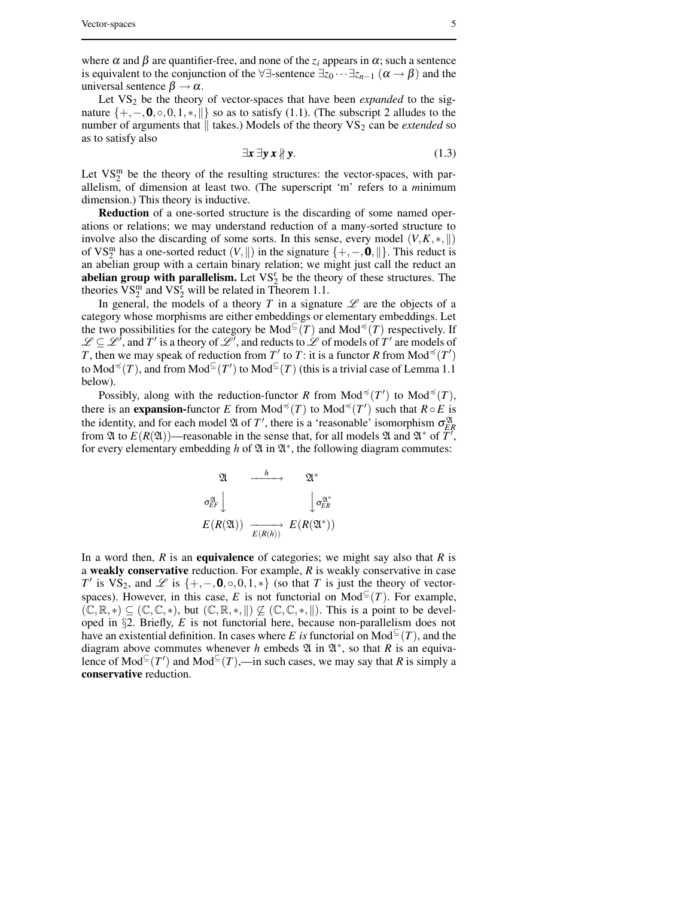where $\alpha$ and $\beta$ are quantifier-free, and none of the $z_i$ appears in $\alpha$; such a sentence is equivalent to the conjunction of the $\forall\exists$-sentence $\exists z_0 \cdots \exists z_{n-1} (\alpha \to \beta)$ and the universal sentence $\beta \to \alpha$.

Let $\mathrm{VS}_2$ be the theory of vector-spaces that have been *expanded* to the signature $\{+, -, \mathbf{0}, \circ, 0, 1, *, \|\}$ so as to satisfy (1.1). (The subscript 2 alludes to the number of arguments that $\|$ takes.) Models of the theory $\mathrm{VS}_2$ can be *extended* so as to satisfy also

$$\exists \boldsymbol{x}\ \exists \boldsymbol{y}\ \boldsymbol{x} \nparallel \boldsymbol{y}. \tag{1.3}$$

Let $\mathrm{VS}_2^{\mathrm{m}}$ be the theory of the resulting structures: the vector-spaces, with parallelism, of dimension at least two. (The superscript 'm' refers to a *m*inimum dimension.) This theory is inductive.

**Reduction** of a one-sorted structure is the discarding of some named operations or relations; we may understand reduction of a many-sorted structure to involve also the discarding of some sorts. In this sense, every model $(V, K, *, \|)$ of $\mathrm{VS}_2^{\mathrm{m}}$ has a one-sorted reduct $(V, \|)$ in the signature $\{+, -, \mathbf{0}, \|\}$. This reduct is an abelian group with a certain binary relation; we might just call the reduct an **abelian group with parallelism.** Let $\mathrm{VS}_2^{\mathrm{r}}$ be the theory of these structures. The theories $\mathrm{VS}_2^{\mathrm{m}}$ and $\mathrm{VS}_2^{\mathrm{r}}$ will be related in Theorem 1.1.

In general, the models of a theory $T$ in a signature $\mathscr{L}$ are the objects of a category whose morphisms are either embeddings or elementary embeddings. Let the two possibilities for the category be $\mathrm{Mod}^{\subseteq}(T)$ and $\mathrm{Mod}^{\preccurlyeq}(T)$ respectively. If $\mathscr{L} \subseteq \mathscr{L}'$, and $T'$ is a theory of $\mathscr{L}'$, and reducts to $\mathscr{L}$ of models of $T'$ are models of $T$, then we may speak of reduction from $T'$ to $T$: it is a functor $R$ from $\mathrm{Mod}^{\preccurlyeq}(T')$ to $\mathrm{Mod}^{\preccurlyeq}(T)$, and from $\mathrm{Mod}^{\subseteq}(T')$ to $\mathrm{Mod}^{\subseteq}(T)$ (this is a trivial case of Lemma 1.1 below).

Possibly, along with the reduction-functor $R$ from $\mathrm{Mod}^{\preccurlyeq}(T')$ to $\mathrm{Mod}^{\preccurlyeq}(T)$, there is an **expansion-**functor $E$ from $\mathrm{Mod}^{\preccurlyeq}(T)$ to $\mathrm{Mod}^{\preccurlyeq}(T')$ such that $R \circ E$ is the identity, and for each model $\mathfrak{A}$ of $T'$, there is a 'reasonable' isomorphism $\sigma_{ER}^{\mathfrak{A}}$ from $\mathfrak{A}$ to $E(R(\mathfrak{A}))$—reasonable in the sense that, for all models $\mathfrak{A}$ and $\mathfrak{A}^*$ of $T'$, for every elementary embedding $h$ of $\mathfrak{A}$ in $\mathfrak{A}^*$, the following diagram commutes:

$$\begin{array}{ccc}
\mathfrak{A} & \xrightarrow{\quad h \quad} & \mathfrak{A}^* \\
{\scriptstyle \sigma_{EF}^{\mathfrak{A}}}\big\downarrow & & \big\downarrow{\scriptstyle \sigma_{ER}^{\mathfrak{A}^*}} \\
E(R(\mathfrak{A})) & \xrightarrow[E(R(h))]{} & E(R(\mathfrak{A}^*))
\end{array}$$

In a word then, $R$ is an **equivalence** of categories; we might say also that $R$ is a **weakly conservative** reduction. For example, $R$ is weakly conservative in case $T'$ is $\mathrm{VS}_2$, and $\mathscr{L}$ is $\{+, -, \mathbf{0}, \circ, 0, 1, *\}$ (so that $T$ is just the theory of vector-spaces). However, in this case, $E$ is not functorial on $\mathrm{Mod}^{\subseteq}(T)$. For example, $(\mathbb{C}, \mathbb{R}, *) \subseteq (\mathbb{C}, \mathbb{C}, *)$, but $(\mathbb{C}, \mathbb{R}, *, \|) \nsubseteq (\mathbb{C}, \mathbb{C}, *, \|)$. This is a point to be developed in §2. Briefly, $E$ is not functorial here, because non-parallelism does not have an existential definition. In cases where $E$ *is* functorial on $\mathrm{Mod}^{\subseteq}(T)$, and the diagram above commutes whenever $h$ embeds $\mathfrak{A}$ in $\mathfrak{A}^*$, so that $R$ is an equivalence of $\mathrm{Mod}^{\subseteq}(T')$ and $\mathrm{Mod}^{\subseteq}(T)$,—in such cases, we may say that $R$ is simply a **conservative** reduction.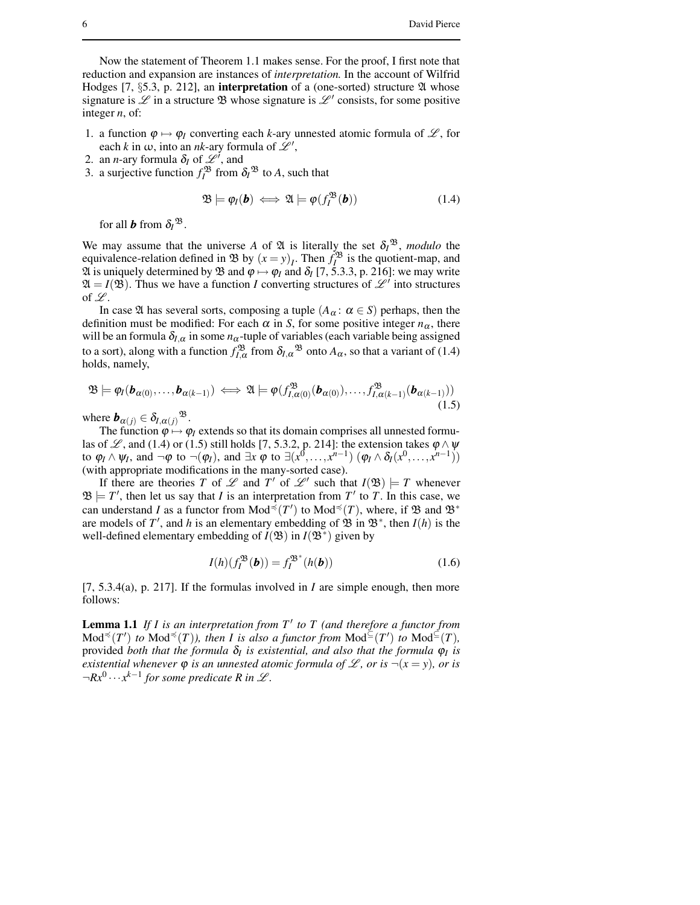Now the statement of Theorem 1.1 makes sense. For the proof, I first note that reduction and expansion are instances of *interpretation.* In the account of Wilfrid Hodges [7, §5.3, p. 212], an **interpretation** of a (one-sorted) structure $\mathfrak{A}$ whose signature is $\mathscr{L}$ in a structure $\mathfrak{B}$ whose signature is $\mathscr{L}'$ consists, for some positive integer $n$, of:

1. a function $\varphi \mapsto \varphi_I$ converting each $k$-ary unnested atomic formula of $\mathscr{L}$, for each $k$ in $\omega$, into an $nk$-ary formula of $\mathscr{L}'$,
2. an $n$-ary formula $\delta_I$ of $\mathscr{L}'$, and
3. a surjective function $f_I^{\mathfrak{B}}$ from $\delta_I{}^{\mathfrak{B}}$ to $A$, such that

$$\mathfrak{B} \models \varphi_I(\boldsymbol{b}) \iff \mathfrak{A} \models \varphi(f_I^{\mathfrak{B}}(\boldsymbol{b})) \tag{1.4}$$

for all $\boldsymbol{b}$ from $\delta_I{}^{\mathfrak{B}}$.

We may assume that the universe $A$ of $\mathfrak{A}$ is literally the set $\delta_I{}^{\mathfrak{B}}$, *modulo* the equivalence-relation defined in $\mathfrak{B}$ by $(x = y)_I$. Then $f_I^{\mathfrak{B}}$ is the quotient-map, and $\mathfrak{A}$ is uniquely determined by $\mathfrak{B}$ and $\varphi \mapsto \varphi_I$ and $\delta_I$ [7, 5.3.3, p. 216]: we may write $\mathfrak{A} = I(\mathfrak{B})$. Thus we have a function $I$ converting structures of $\mathscr{L}'$ into structures of $\mathscr{L}$.

In case $\mathfrak{A}$ has several sorts, composing a tuple $(A_\alpha \colon \alpha \in S)$ perhaps, then the definition must be modified: For each $\alpha$ in $S$, for some positive integer $n_\alpha$, there will be an formula $\delta_{I,\alpha}$ in some $n_\alpha$-tuple of variables (each variable being assigned to a sort), along with a function $f_{I,\alpha}^{\mathfrak{B}}$ from $\delta_{I,\alpha}{}^{\mathfrak{B}}$ onto $A_\alpha$, so that a variant of (1.4) holds, namely,

$$\mathfrak{B} \models \varphi_I(\boldsymbol{b}_{\alpha(0)}, \dots, \boldsymbol{b}_{\alpha(k-1)}) \iff \mathfrak{A} \models \varphi(f_{I,\alpha(0)}^{\mathfrak{B}}(\boldsymbol{b}_{\alpha(0)}), \dots, f_{I,\alpha(k-1)}^{\mathfrak{B}}(\boldsymbol{b}_{\alpha(k-1)})) \tag{1.5}$$

where $\boldsymbol{b}_{\alpha(j)} \in \delta_{I,\alpha(j)}{}^{\mathfrak{B}}$.

The function $\varphi \mapsto \varphi_I$ extends so that its domain comprises all unnested formulas of $\mathscr{L}$, and (1.4) or (1.5) still holds [7, 5.3.2, p. 214]: the extension takes $\varphi \wedge \psi$ to $\varphi_I \wedge \psi_I$, and $\neg\varphi$ to $\neg(\varphi_I)$, and $\exists x\ \varphi$ to $\exists(x^0, \dots, x^{n-1})\ (\varphi_I \wedge \delta_I(x^0, \dots, x^{n-1}))$ (with appropriate modifications in the many-sorted case).

If there are theories $T$ of $\mathscr{L}$ and $T'$ of $\mathscr{L}'$ such that $I(\mathfrak{B}) \models T$ whenever $\mathfrak{B} \models T'$, then let us say that $I$ is an interpretation from $T'$ to $T$. In this case, we can understand $I$ as a functor from $\mathrm{Mod}^{\preccurlyeq}(T')$ to $\mathrm{Mod}^{\preccurlyeq}(T)$, where, if $\mathfrak{B}$ and $\mathfrak{B}^*$ are models of $T'$, and $h$ is an elementary embedding of $\mathfrak{B}$ in $\mathfrak{B}^*$, then $I(h)$ is the well-defined elementary embedding of $I(\mathfrak{B})$ in $I(\mathfrak{B}^*)$ given by

$$I(h)(f_I^{\mathfrak{B}}(\boldsymbol{b})) = f_I^{\mathfrak{B}^*}(h(\boldsymbol{b})) \tag{1.6}$$

[7, 5.3.4(a), p. 217]. If the formulas involved in $I$ are simple enough, then more follows:

**Lemma 1.1** *If $I$ is an interpretation from $T'$ to $T$ (and therefore a functor from $\mathrm{Mod}^{\preccurlyeq}(T')$ to $\mathrm{Mod}^{\preccurlyeq}(T)$), then $I$ is also a functor from $\mathrm{Mod}^{\subseteq}(T')$ to $\mathrm{Mod}^{\subseteq}(T)$,* provided *both that the formula $\delta_I$ is existential, and also that the formula $\varphi_I$ is existential whenever $\varphi$ is an unnested atomic formula of $\mathscr{L}$, or is $\neg(x = y)$, or is $\neg Rx^0 \cdots x^{k-1}$ for some predicate $R$ in $\mathscr{L}$.*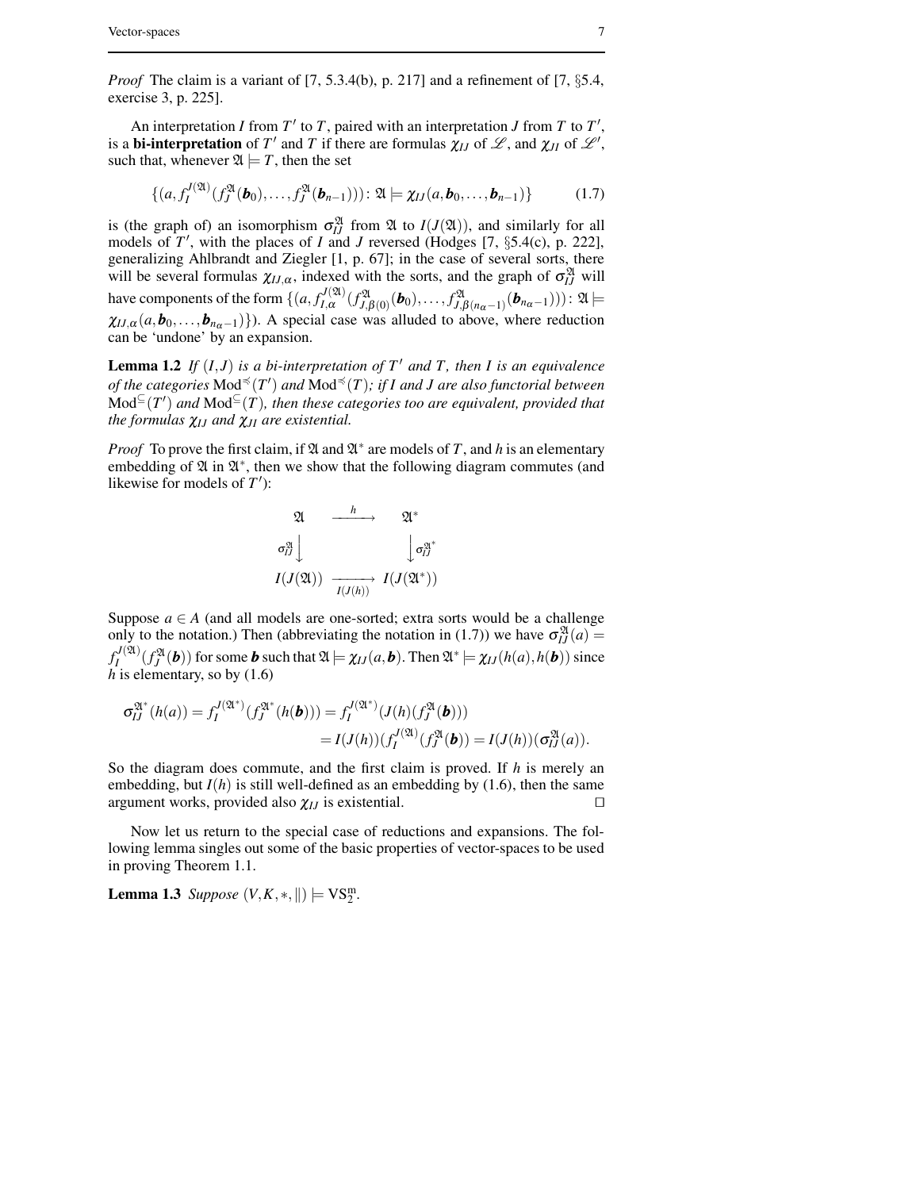*Proof* The claim is a variant of [7, 5.3.4(b), p. 217] and a refinement of [7, §5.4, exercise 3, p. 225].

An interpretation $I$ from $T'$ to $T$, paired with an interpretation $J$ from $T$ to $T'$, is a **bi-interpretation** of $T'$ and $T$ if there are formulas $\chi_{IJ}$ of $\mathscr{L}$, and $\chi_{JI}$ of $\mathscr{L}'$, such that, whenever $\mathfrak{A} \models T$, then the set

$$\{(a, f_I^{J(\mathfrak{A})}(f_J^{\mathfrak{A}}(\boldsymbol{b}_0), \dots, f_J^{\mathfrak{A}}(\boldsymbol{b}_{n-1}))) : \mathfrak{A} \models \chi_{IJ}(a, \boldsymbol{b}_0, \dots, \boldsymbol{b}_{n-1})\} \tag{1.7}$$

is (the graph of) an isomorphism $\sigma_{IJ}^{\mathfrak{A}}$ from $\mathfrak{A}$ to $I(J(\mathfrak{A}))$, and similarly for all models of $T'$, with the places of $I$ and $J$ reversed (Hodges [7, §5.4(c), p. 222], generalizing Ahlbrandt and Ziegler [1, p. 67]; in the case of several sorts, there will be several formulas $\chi_{IJ,\alpha}$, indexed with the sorts, and the graph of $\sigma_{IJ}^{\mathfrak{A}}$ will have components of the form $\{(a, f_{I,\alpha}^{J(\mathfrak{A})}(f_{J,\beta(0)}^{\mathfrak{A}}(\boldsymbol{b}_0), \dots, f_{J,\beta(n_\alpha-1)}^{\mathfrak{A}}(\boldsymbol{b}_{n_\alpha-1}))) : \mathfrak{A} \models \chi_{IJ,\alpha}(a, \boldsymbol{b}_0, \dots, \boldsymbol{b}_{n_\alpha-1})\}$). A special case was alluded to above, where reduction can be 'undone' by an expansion.

**Lemma 1.2** *If $(I, J)$ is a bi-interpretation of $T'$ and $T$, then $I$ is an equivalence of the categories $\mathrm{Mod}^{\preccurlyeq}(T')$ and $\mathrm{Mod}^{\preccurlyeq}(T)$; if $I$ and $J$ are also functorial between $\mathrm{Mod}^{\subseteq}(T')$ and $\mathrm{Mod}^{\subseteq}(T)$, then these categories too are equivalent, provided that the formulas $\chi_{IJ}$ and $\chi_{JI}$ are existential.*

*Proof* To prove the first claim, if $\mathfrak{A}$ and $\mathfrak{A}^*$ are models of $T$, and $h$ is an elementary embedding of $\mathfrak{A}$ in $\mathfrak{A}^*$, then we show that the following diagram commutes (and likewise for models of $T'$):

$$\begin{array}{ccc}
\mathfrak{A} & \xrightarrow{\;h\;} & \mathfrak{A}^* \\
{\scriptstyle \sigma_{IJ}^{\mathfrak{A}}}\big\downarrow & & \big\downarrow{\scriptstyle \sigma_{IJ}^{\mathfrak{A}^*}} \\
I(J(\mathfrak{A})) & \xrightarrow[I(J(h))]{} & I(J(\mathfrak{A}^*))
\end{array}$$

Suppose $a \in A$ (and all models are one-sorted; extra sorts would be a challenge only to the notation.) Then (abbreviating the notation in (1.7)) we have $\sigma_{IJ}^{\mathfrak{A}}(a) = f_I^{J(\mathfrak{A})}(f_J^{\mathfrak{A}}(\boldsymbol{b}))$ for some $\boldsymbol{b}$ such that $\mathfrak{A} \models \chi_{IJ}(a, \boldsymbol{b})$. Then $\mathfrak{A}^* \models \chi_{IJ}(h(a), h(\boldsymbol{b}))$ since $h$ is elementary, so by (1.6)

$$\begin{aligned}
\sigma_{IJ}^{\mathfrak{A}^*}(h(a)) = f_I^{J(\mathfrak{A}^*)}(f_J^{\mathfrak{A}^*}(h(\boldsymbol{b}))) &= f_I^{J(\mathfrak{A}^*)}(J(h)(f_J^{\mathfrak{A}}(\boldsymbol{b}))) \\
&= I(J(h))(f_I^{J(\mathfrak{A})}(f_J^{\mathfrak{A}}(\boldsymbol{b})) = I(J(h))(\sigma_{IJ}^{\mathfrak{A}}(a)).
\end{aligned}$$

So the diagram does commute, and the first claim is proved. If $h$ is merely an embedding, but $I(h)$ is still well-defined as an embedding by (1.6), then the same argument works, provided also $\chi_{IJ}$ is existential. □

Now let us return to the special case of reductions and expansions. The following lemma singles out some of the basic properties of vector-spaces to be used in proving Theorem 1.1.

**Lemma 1.3** *Suppose $(V, K, *, \|) \models \mathrm{VS}_2^{\mathrm{m}}$.*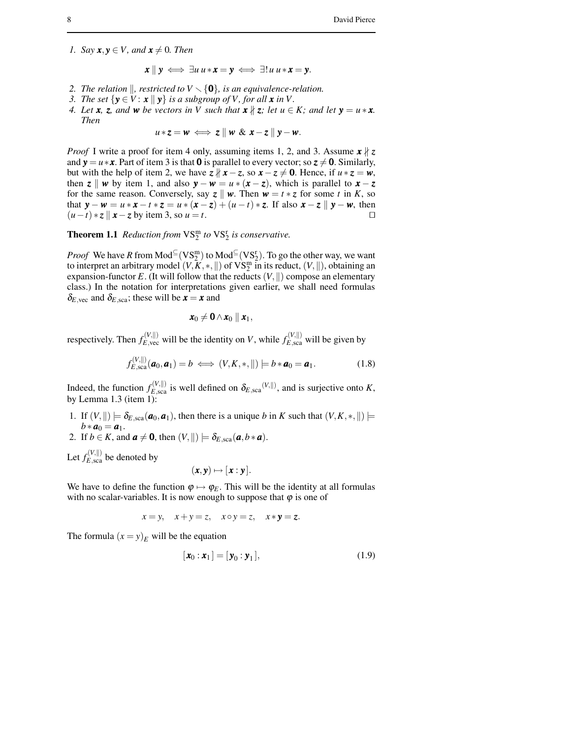*1. Say $\boldsymbol{x}, \boldsymbol{y} \in V$, and $\boldsymbol{x} \neq 0$. Then*

$$\boldsymbol{x} \parallel \boldsymbol{y} \iff \exists u\, u * \boldsymbol{x} = \boldsymbol{y} \iff \exists!\, u\, u * \boldsymbol{x} = \boldsymbol{y}.$$

*2. The relation $\parallel$, restricted to $V \smallsetminus \{\boldsymbol{0}\}$, is an equivalence-relation.*

*3. The set $\{\boldsymbol{y} \in V : \boldsymbol{x} \parallel \boldsymbol{y}\}$ is a subgroup of $V$, for all $\boldsymbol{x}$ in $V$.*

*4. Let $\boldsymbol{x}$, $\boldsymbol{z}$, and $\boldsymbol{w}$ be vectors in $V$ such that $\boldsymbol{x} \nparallel \boldsymbol{z}$; let $u \in K$; and let $\boldsymbol{y} = u * \boldsymbol{x}$. Then*

$$u * \boldsymbol{z} = \boldsymbol{w} \iff \boldsymbol{z} \parallel \boldsymbol{w} \ \&\ \boldsymbol{x} - \boldsymbol{z} \parallel \boldsymbol{y} - \boldsymbol{w}.$$

*Proof* I write a proof for item 4 only, assuming items 1, 2, and 3. Assume $\boldsymbol{x} \nparallel \boldsymbol{z}$ and $\boldsymbol{y} = u * \boldsymbol{x}$. Part of item 3 is that $\boldsymbol{0}$ is parallel to every vector; so $\boldsymbol{z} \neq \boldsymbol{0}$. Similarly, but with the help of item 2, we have $\boldsymbol{z} \nparallel \boldsymbol{x} - \boldsymbol{z}$, so $\boldsymbol{x} - \boldsymbol{z} \neq \boldsymbol{0}$. Hence, if $u * \boldsymbol{z} = \boldsymbol{w}$, then $\boldsymbol{z} \parallel \boldsymbol{w}$ by item 1, and also $\boldsymbol{y} - \boldsymbol{w} = u * (\boldsymbol{x} - \boldsymbol{z})$, which is parallel to $\boldsymbol{x} - \boldsymbol{z}$ for the same reason. Conversely, say $\boldsymbol{z} \parallel \boldsymbol{w}$. Then $\boldsymbol{w} = t * \boldsymbol{z}$ for some $t$ in $K$, so that $\boldsymbol{y} - \boldsymbol{w} = u * \boldsymbol{x} - t * \boldsymbol{z} = u * (\boldsymbol{x} - \boldsymbol{z}) + (u - t) * \boldsymbol{z}$. If also $\boldsymbol{x} - \boldsymbol{z} \parallel \boldsymbol{y} - \boldsymbol{w}$, then $(u - t) * \boldsymbol{z} \parallel \boldsymbol{x} - \boldsymbol{z}$ by item 3, so $u = t$. □

**Theorem 1.1** *Reduction from $\mathrm{VS}_2^{\mathrm{m}}$ to $\mathrm{VS}_2^{\mathrm{r}}$ is conservative.*

*Proof* We have $R$ from $\mathrm{Mod}^{\subseteq}(\mathrm{VS}_2^{\mathrm{m}})$ to $\mathrm{Mod}^{\subseteq}(\mathrm{VS}_2^{\mathrm{r}})$. To go the other way, we want to interpret an arbitrary model $(V, K, *, \parallel)$ of $\mathrm{VS}_2^{\mathrm{m}}$ in its reduct, $(V, \parallel)$, obtaining an expansion-functor $E$. (It will follow that the reducts $(V, \parallel)$ compose an elementary class.) In the notation for interpretations given earlier, we shall need formulas $\delta_{E,\mathrm{vec}}$ and $\delta_{E,\mathrm{sca}}$; these will be $\boldsymbol{x} = \boldsymbol{x}$ and

$$\boldsymbol{x}_0 \neq \boldsymbol{0} \wedge \boldsymbol{x}_0 \parallel \boldsymbol{x}_1,$$

respectively. Then $f_{E,\mathrm{vec}}^{(V,\parallel)}$ will be the identity on $V$, while $f_{E,\mathrm{sca}}^{(V,\parallel)}$ will be given by

$$f_{E,\mathrm{sca}}^{(V,\parallel)}(\boldsymbol{a}_0, \boldsymbol{a}_1) = b \iff (V, K, *, \parallel) \models b * \boldsymbol{a}_0 = \boldsymbol{a}_1. \tag{1.8}$$

Indeed, the function $f_{E,\mathrm{sca}}^{(V,\parallel)}$ is well defined on $\delta_{E,\mathrm{sca}}{}^{(V,\parallel)}$, and is surjective onto $K$, by Lemma 1.3 (item 1):

1. If $(V, \parallel) \models \delta_{E,\mathrm{sca}}(\boldsymbol{a}_0, \boldsymbol{a}_1)$, then there is a unique $b$ in $K$ such that $(V, K, *, \parallel) \models b * \boldsymbol{a}_0 = \boldsymbol{a}_1$.
2. If $b \in K$, and $\boldsymbol{a} \neq \boldsymbol{0}$, then $(V, \parallel) \models \delta_{E,\mathrm{sca}}(\boldsymbol{a}, b * \boldsymbol{a})$.

Let $f_{E,\mathrm{sca}}^{(V,\parallel)}$ be denoted by

$$(\boldsymbol{x}, \boldsymbol{y}) \mapsto [\boldsymbol{x} : \boldsymbol{y}].$$

We have to define the function $\varphi \mapsto \varphi_E$. This will be the identity at all formulas with no scalar-variables. It is now enough to suppose that $\varphi$ is one of

$$x = y, \quad x + y = z, \quad x \circ y = z, \quad x * \boldsymbol{y} = \boldsymbol{z}.$$

The formula $(x = y)_E$ will be the equation

$$[\boldsymbol{x}_0 : \boldsymbol{x}_1] = [\boldsymbol{y}_0 : \boldsymbol{y}_1], \tag{1.9}$$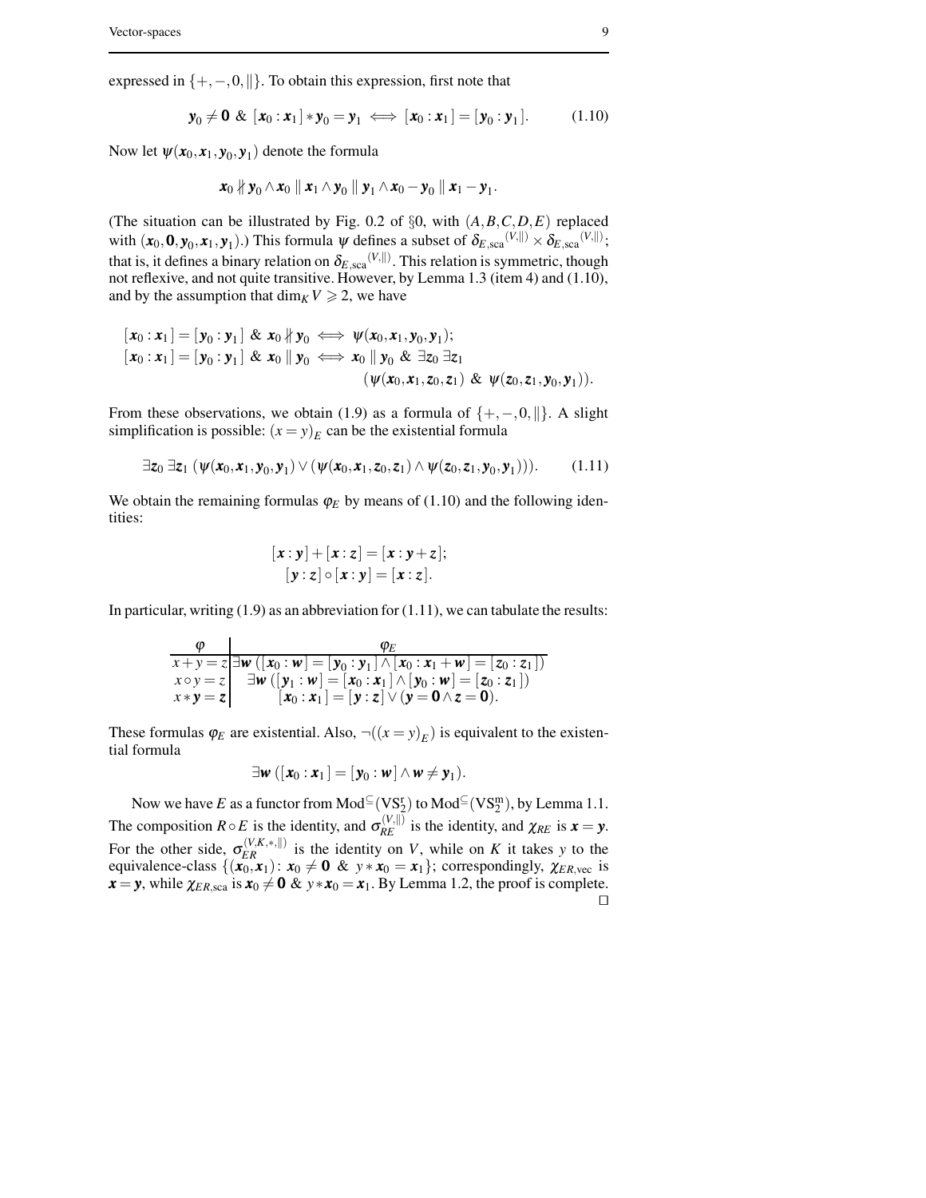expressed in $\{+,-,0,\|\}$. To obtain this expression, first note that

$$\boldsymbol{y}_0 \neq \boldsymbol{0} \ \& \ [\boldsymbol{x}_0 : \boldsymbol{x}_1] * \boldsymbol{y}_0 = \boldsymbol{y}_1 \iff [\boldsymbol{x}_0 : \boldsymbol{x}_1] = [\boldsymbol{y}_0 : \boldsymbol{y}_1]. \tag{1.10}$$

Now let $\psi(\boldsymbol{x}_0, \boldsymbol{x}_1, \boldsymbol{y}_0, \boldsymbol{y}_1)$ denote the formula

$$\boldsymbol{x}_0 \nparallel \boldsymbol{y}_0 \wedge \boldsymbol{x}_0 \parallel \boldsymbol{x}_1 \wedge \boldsymbol{y}_0 \parallel \boldsymbol{y}_1 \wedge \boldsymbol{x}_0 - \boldsymbol{y}_0 \parallel \boldsymbol{x}_1 - \boldsymbol{y}_1.$$

(The situation can be illustrated by Fig. 0.2 of §0, with $(A,B,C,D,E)$ replaced with $(\boldsymbol{x}_0, \boldsymbol{0}, \boldsymbol{y}_0, \boldsymbol{x}_1, \boldsymbol{y}_1)$.) This formula $\psi$ defines a subset of $\delta_{E,\mathrm{sca}}{}^{(V,\|)} \times \delta_{E,\mathrm{sca}}{}^{(V,\|)}$; that is, it defines a binary relation on $\delta_{E,\mathrm{sca}}{}^{(V,\|)}$. This relation is symmetric, though not reflexive, and not quite transitive. However, by Lemma 1.3 (item 4) and (1.10), and by the assumption that $\dim_K V \geqslant 2$, we have

$$\begin{aligned}
&[\boldsymbol{x}_0 : \boldsymbol{x}_1] = [\boldsymbol{y}_0 : \boldsymbol{y}_1] \ \& \ \boldsymbol{x}_0 \nparallel \boldsymbol{y}_0 \iff \psi(\boldsymbol{x}_0, \boldsymbol{x}_1, \boldsymbol{y}_0, \boldsymbol{y}_1); \\
&[\boldsymbol{x}_0 : \boldsymbol{x}_1] = [\boldsymbol{y}_0 : \boldsymbol{y}_1] \ \& \ \boldsymbol{x}_0 \parallel \boldsymbol{y}_0 \iff \boldsymbol{x}_0 \parallel \boldsymbol{y}_0 \ \& \ \exists \boldsymbol{z}_0 \ \exists \boldsymbol{z}_1 \\
&\qquad\qquad\qquad\qquad\qquad\qquad (\psi(\boldsymbol{x}_0, \boldsymbol{x}_1, \boldsymbol{z}_0, \boldsymbol{z}_1) \ \& \ \psi(\boldsymbol{z}_0, \boldsymbol{z}_1, \boldsymbol{y}_0, \boldsymbol{y}_1)).
\end{aligned}$$

From these observations, we obtain (1.9) as a formula of $\{+,-,0,\|\}$. A slight simplification is possible: $(x = y)_E$ can be the existential formula

$$\exists \boldsymbol{z}_0 \ \exists \boldsymbol{z}_1 \ (\psi(\boldsymbol{x}_0, \boldsymbol{x}_1, \boldsymbol{y}_0, \boldsymbol{y}_1) \vee (\psi(\boldsymbol{x}_0, \boldsymbol{x}_1, \boldsymbol{z}_0, \boldsymbol{z}_1) \wedge \psi(\boldsymbol{z}_0, \boldsymbol{z}_1, \boldsymbol{y}_0, \boldsymbol{y}_1))). \tag{1.11}$$

We obtain the remaining formulas $\varphi_E$ by means of (1.10) and the following identities:

$$\begin{gathered}
[\boldsymbol{x} : \boldsymbol{y}] + [\boldsymbol{x} : \boldsymbol{z}] = [\boldsymbol{x} : \boldsymbol{y} + \boldsymbol{z}]; \\
[\boldsymbol{y} : \boldsymbol{z}] \circ [\boldsymbol{x} : \boldsymbol{y}] = [\boldsymbol{x} : \boldsymbol{z}].
\end{gathered}$$

In particular, writing (1.9) as an abbreviation for (1.11), we can tabulate the results:

| $\varphi$ | $\varphi_E$ |
|---|---|
| $x + y = z$ | $\exists \boldsymbol{w} \ ([\boldsymbol{x}_0 : \boldsymbol{w}] = [\boldsymbol{y}_0 : \boldsymbol{y}_1] \wedge [\boldsymbol{x}_0 : \boldsymbol{x}_1 + \boldsymbol{w}] = [\boldsymbol{z}_0 : \boldsymbol{z}_1])$ |
| $x \circ y = z$ | $\exists \boldsymbol{w} \ ([\boldsymbol{y}_1 : \boldsymbol{w}] = [\boldsymbol{x}_0 : \boldsymbol{x}_1] \wedge [\boldsymbol{y}_0 : \boldsymbol{w}] = [\boldsymbol{z}_0 : \boldsymbol{z}_1])$ |
| $x * \boldsymbol{y} = \boldsymbol{z}$ | $[\boldsymbol{x}_0 : \boldsymbol{x}_1] = [\boldsymbol{y} : \boldsymbol{z}] \vee (\boldsymbol{y} = \boldsymbol{0} \wedge \boldsymbol{z} = \boldsymbol{0})$. |

These formulas $\varphi_E$ are existential. Also, $\neg((x = y)_E)$ is equivalent to the existential formula

$$\exists \boldsymbol{w} \ ([\boldsymbol{x}_0 : \boldsymbol{x}_1] = [\boldsymbol{y}_0 : \boldsymbol{w}] \wedge \boldsymbol{w} \neq \boldsymbol{y}_1).$$

Now we have $E$ as a functor from $\mathrm{Mod}^{\subseteq}(\mathrm{VS}_2^{\mathrm{r}})$ to $\mathrm{Mod}^{\subseteq}(\mathrm{VS}_2^{\mathrm{m}})$, by Lemma 1.1. The composition $R \circ E$ is the identity, and $\sigma_{RE}^{(V,\|)}$ is the identity, and $\chi_{RE}$ is $\boldsymbol{x} = \boldsymbol{y}$. For the other side, $\sigma_{ER}^{(V,K,*,\|)}$ is the identity on $V$, while on $K$ it takes $y$ to the equivalence-class $\{(\boldsymbol{x}_0, \boldsymbol{x}_1) \colon \boldsymbol{x}_0 \neq \boldsymbol{0} \ \& \ y * \boldsymbol{x}_0 = \boldsymbol{x}_1\}$; correspondingly, $\chi_{ER,\mathrm{vec}}$ is $\boldsymbol{x} = \boldsymbol{y}$, while $\chi_{ER,\mathrm{sca}}$ is $\boldsymbol{x}_0 \neq \boldsymbol{0} \ \& \ y * \boldsymbol{x}_0 = \boldsymbol{x}_1$. By Lemma 1.2, the proof is complete. □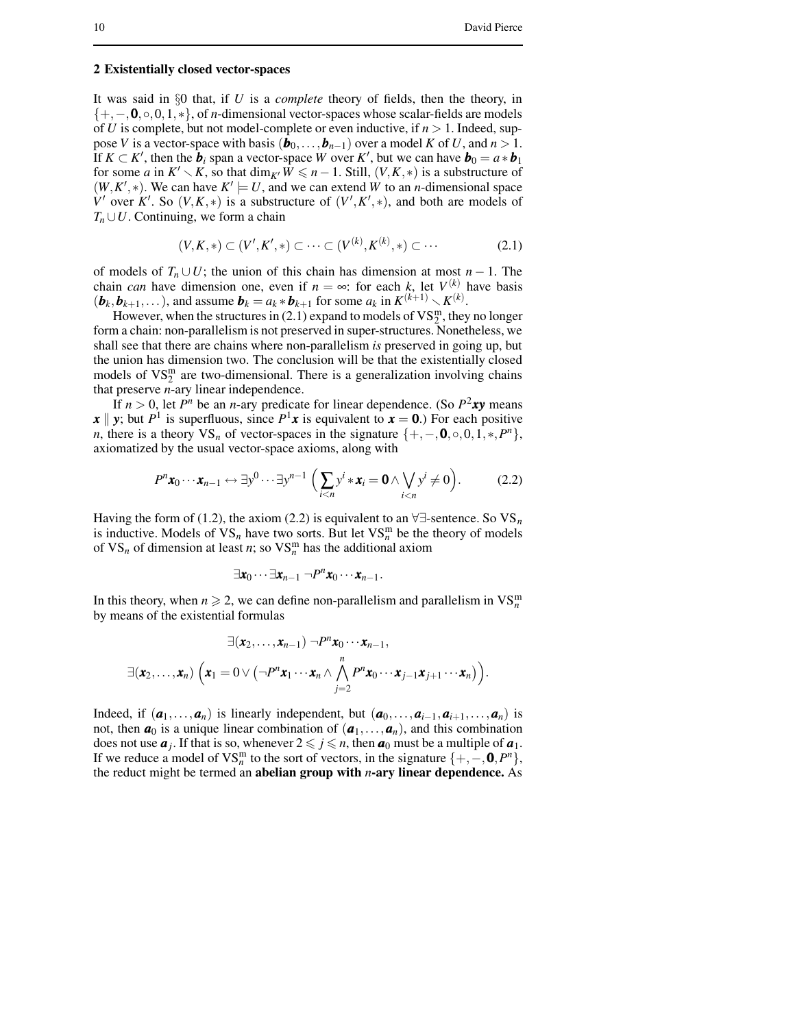## 2 Existentially closed vector-spaces

It was said in §0 that, if $U$ is a *complete* theory of fields, then the theory, in $\{+,-,\mathbf{0},\circ,0,1,*\}$, of $n$-dimensional vector-spaces whose scalar-fields are models of $U$ is complete, but not model-complete or even inductive, if $n>1$. Indeed, suppose $V$ is a vector-space with basis $(\boldsymbol{b}_0,\dots,\boldsymbol{b}_{n-1})$ over a model $K$ of $U$, and $n>1$. If $K\subset K'$, then the $\boldsymbol{b}_i$ span a vector-space $W$ over $K'$, but we can have $\boldsymbol{b}_0=a*\boldsymbol{b}_1$ for some $a$ in $K'\smallsetminus K$, so that $\dim_{K'}W\leqslant n-1$. Still, $(V,K,*)$ is a substructure of $(W,K',*)$. We can have $K'\models U$, and we can extend $W$ to an $n$-dimensional space $V'$ over $K'$. So $(V,K,*)$ is a substructure of $(V',K',*)$, and both are models of $T_n\cup U$. Continuing, we form a chain

$$(V,K,*)\subset(V',K',*)\subset\cdots\subset(V^{(k)},K^{(k)},*)\subset\cdots \tag{2.1}$$

of models of $T_n\cup U$; the union of this chain has dimension at most $n-1$. The chain *can* have dimension one, even if $n=\infty$: for each $k$, let $V^{(k)}$ have basis $(\boldsymbol{b}_k,\boldsymbol{b}_{k+1},\dots)$, and assume $\boldsymbol{b}_k=a_k*\boldsymbol{b}_{k+1}$ for some $a_k$ in $K^{(k+1)}\smallsetminus K^{(k)}$.

However, when the structures in (2.1) expand to models of $\mathrm{VS}_2^{\mathrm{m}}$, they no longer form a chain: non-parallelism is not preserved in super-structures. Nonetheless, we shall see that there are chains where non-parallelism *is* preserved in going up, but the union has dimension two. The conclusion will be that the existentially closed models of $\mathrm{VS}_2^{\mathrm{m}}$ are two-dimensional. There is a generalization involving chains that preserve $n$-ary linear independence.

If $n>0$, let $P^n$ be an $n$-ary predicate for linear dependence. (So $P^2\boldsymbol{xy}$ means $\boldsymbol{x}\parallel\boldsymbol{y}$; but $P^1$ is superfluous, since $P^1\boldsymbol{x}$ is equivalent to $\boldsymbol{x}=\mathbf{0}$.) For each positive $n$, there is a theory $\mathrm{VS}_n$ of vector-spaces in the signature $\{+,-,\mathbf{0},\circ,0,1,*,P^n\}$, axiomatized by the usual vector-space axioms, along with

$$P^n\boldsymbol{x}_0\cdots\boldsymbol{x}_{n-1}\leftrightarrow\exists y^0\cdots\exists y^{n-1}\ \Bigl(\sum_{i<n}y^i*\boldsymbol{x}_i=\mathbf{0}\wedge\bigvee_{i<n}y^i\neq 0\Bigr). \tag{2.2}$$

Having the form of (1.2), the axiom (2.2) is equivalent to an $\forall\exists$-sentence. So $\mathrm{VS}_n$ is inductive. Models of $\mathrm{VS}_n$ have two sorts. But let $\mathrm{VS}_n^{\mathrm{m}}$ be the theory of models of $\mathrm{VS}_n$ of dimension at least $n$; so $\mathrm{VS}_n^{\mathrm{m}}$ has the additional axiom

$$\exists\boldsymbol{x}_0\cdots\exists\boldsymbol{x}_{n-1}\ \neg P^n\boldsymbol{x}_0\cdots\boldsymbol{x}_{n-1}.$$

In this theory, when $n\geqslant 2$, we can define non-parallelism and parallelism in $\mathrm{VS}_n^{\mathrm{m}}$ by means of the existential formulas

$$\exists(\boldsymbol{x}_2,\dots,\boldsymbol{x}_{n-1})\ \neg P^n\boldsymbol{x}_0\cdots\boldsymbol{x}_{n-1},$$

$$\exists(\boldsymbol{x}_2,\dots,\boldsymbol{x}_n)\ \Bigl(\boldsymbol{x}_1=0\vee\bigl(\neg P^n\boldsymbol{x}_1\cdots\boldsymbol{x}_n\wedge\bigwedge_{j=2}^{n}P^n\boldsymbol{x}_0\cdots\boldsymbol{x}_{j-1}\boldsymbol{x}_{j+1}\cdots\boldsymbol{x}_n\bigr)\Bigr).$$

Indeed, if $(\boldsymbol{a}_1,\dots,\boldsymbol{a}_n)$ is linearly independent, but $(\boldsymbol{a}_0,\dots,\boldsymbol{a}_{i-1},\boldsymbol{a}_{i+1},\dots,\boldsymbol{a}_n)$ is not, then $\boldsymbol{a}_0$ is a unique linear combination of $(\boldsymbol{a}_1,\dots,\boldsymbol{a}_n)$, and this combination does not use $\boldsymbol{a}_j$. If that is so, whenever $2\leqslant j\leqslant n$, then $\boldsymbol{a}_0$ must be a multiple of $\boldsymbol{a}_1$. If we reduce a model of $\mathrm{VS}_n^{\mathrm{m}}$ to the sort of vectors, in the signature $\{+,-,\mathbf{0},P^n\}$, the reduct might be termed an **abelian group with $n$-ary linear dependence.** As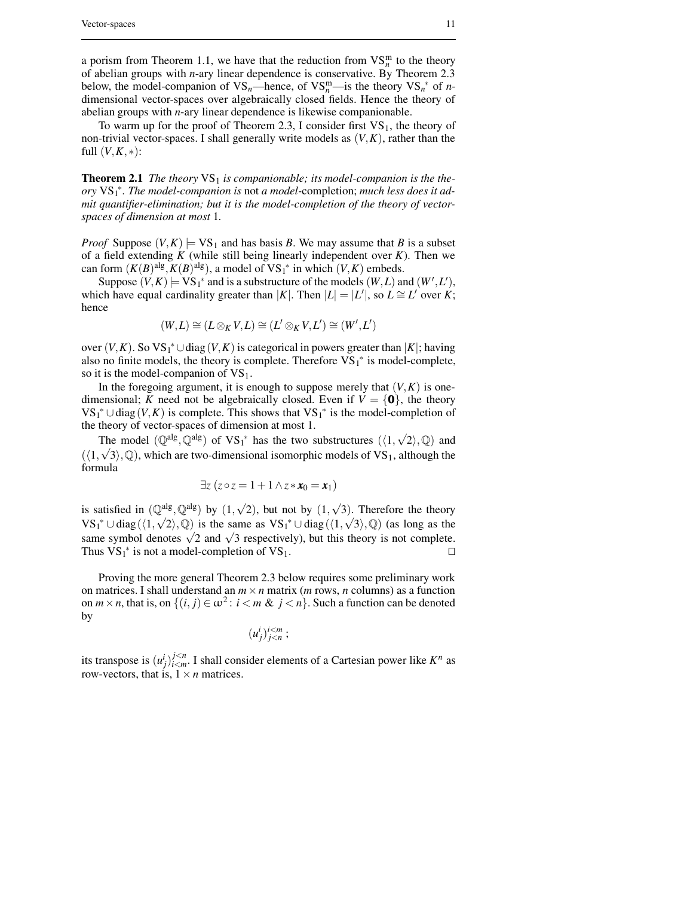a porism from Theorem 1.1, we have that the reduction from $\mathrm{VS}_n^{\mathrm{m}}$ to the theory of abelian groups with $n$-ary linear dependence is conservative. By Theorem 2.3 below, the model-companion of $\mathrm{VS}_n$—hence, of $\mathrm{VS}_n^{\mathrm{m}}$—is the theory $\mathrm{VS}_n{}^*$ of $n$-dimensional vector-spaces over algebraically closed fields. Hence the theory of abelian groups with $n$-ary linear dependence is likewise companionable.

To warm up for the proof of Theorem 2.3, I consider first $\mathrm{VS}_1$, the theory of non-trivial vector-spaces. I shall generally write models as $(V,K)$, rather than the full $(V,K,*)$:

**Theorem 2.1** *The theory* $\mathrm{VS}_1$ *is companionable; its model-companion is the theory* $\mathrm{VS}_1{}^*$. *The model-companion is* not *a model*-completion; *much less does it admit quantifier-elimination; but it is the model-completion of the theory of vector-spaces of dimension at most* 1.

*Proof* Suppose $(V,K) \models \mathrm{VS}_1$ and has basis $B$. We may assume that $B$ is a subset of a field extending $K$ (while still being linearly independent over $K$). Then we can form $(K(B)^{\mathrm{alg}}, K(B)^{\mathrm{alg}})$, a model of $\mathrm{VS}_1{}^*$ in which $(V,K)$ embeds.

Suppose $(V,K) \models \mathrm{VS}_1{}^*$ and is a substructure of the models $(W,L)$ and $(W',L')$, which have equal cardinality greater than $|K|$. Then $|L| = |L'|$, so $L \cong L'$ over $K$; hence

$$(W,L) \cong (L \otimes_K V, L) \cong (L' \otimes_K V, L') \cong (W',L')$$

over $(V,K)$. So $\mathrm{VS}_1{}^* \cup \mathrm{diag}(V,K)$ is categorical in powers greater than $|K|$; having also no finite models, the theory is complete. Therefore $\mathrm{VS}_1{}^*$ is model-complete, so it is the model-companion of $\mathrm{VS}_1$.

In the foregoing argument, it is enough to suppose merely that $(V,K)$ is one-dimensional; $K$ need not be algebraically closed. Even if $V = \{\mathbf{0}\}$, the theory $\mathrm{VS}_1{}^* \cup \mathrm{diag}(V,K)$ is complete. This shows that $\mathrm{VS}_1{}^*$ is the model-completion of the theory of vector-spaces of dimension at most 1.

The model $(\mathbb{Q}^{\mathrm{alg}}, \mathbb{Q}^{\mathrm{alg}})$ of $\mathrm{VS}_1{}^*$ has the two substructures $(\langle 1, \sqrt{2}\rangle, \mathbb{Q})$ and $(\langle 1, \sqrt{3}\rangle, \mathbb{Q})$, which are two-dimensional isomorphic models of $\mathrm{VS}_1$, although the formula

$$\exists z\,(z \circ z = 1 + 1 \wedge z * \boldsymbol{x}_0 = \boldsymbol{x}_1)$$

is satisfied in $(\mathbb{Q}^{\mathrm{alg}}, \mathbb{Q}^{\mathrm{alg}})$ by $(1, \sqrt{2})$, but not by $(1, \sqrt{3})$. Therefore the theory $\mathrm{VS}_1{}^* \cup \mathrm{diag}(\langle 1, \sqrt{2}\rangle, \mathbb{Q})$ is the same as $\mathrm{VS}_1{}^* \cup \mathrm{diag}(\langle 1, \sqrt{3}\rangle, \mathbb{Q})$ (as long as the same symbol denotes $\sqrt{2}$ and $\sqrt{3}$ respectively), but this theory is not complete. Thus $\mathrm{VS}_1{}^*$ is not a model-completion of $\mathrm{VS}_1$. □

Proving the more general Theorem 2.3 below requires some preliminary work on matrices. I shall understand an $m \times n$ matrix ($m$ rows, $n$ columns) as a function on $m \times n$, that is, on $\{(i,j) \in \omega^2 \colon i < m \;\&\; j < n\}$. Such a function can be denoted by

$$(u^i_j)^{i<m}_{j<n}\,;$$

its transpose is $(u^i_j)^{j<n}_{i<m}$. I shall consider elements of a Cartesian power like $K^n$ as row-vectors, that is, $1 \times n$ matrices.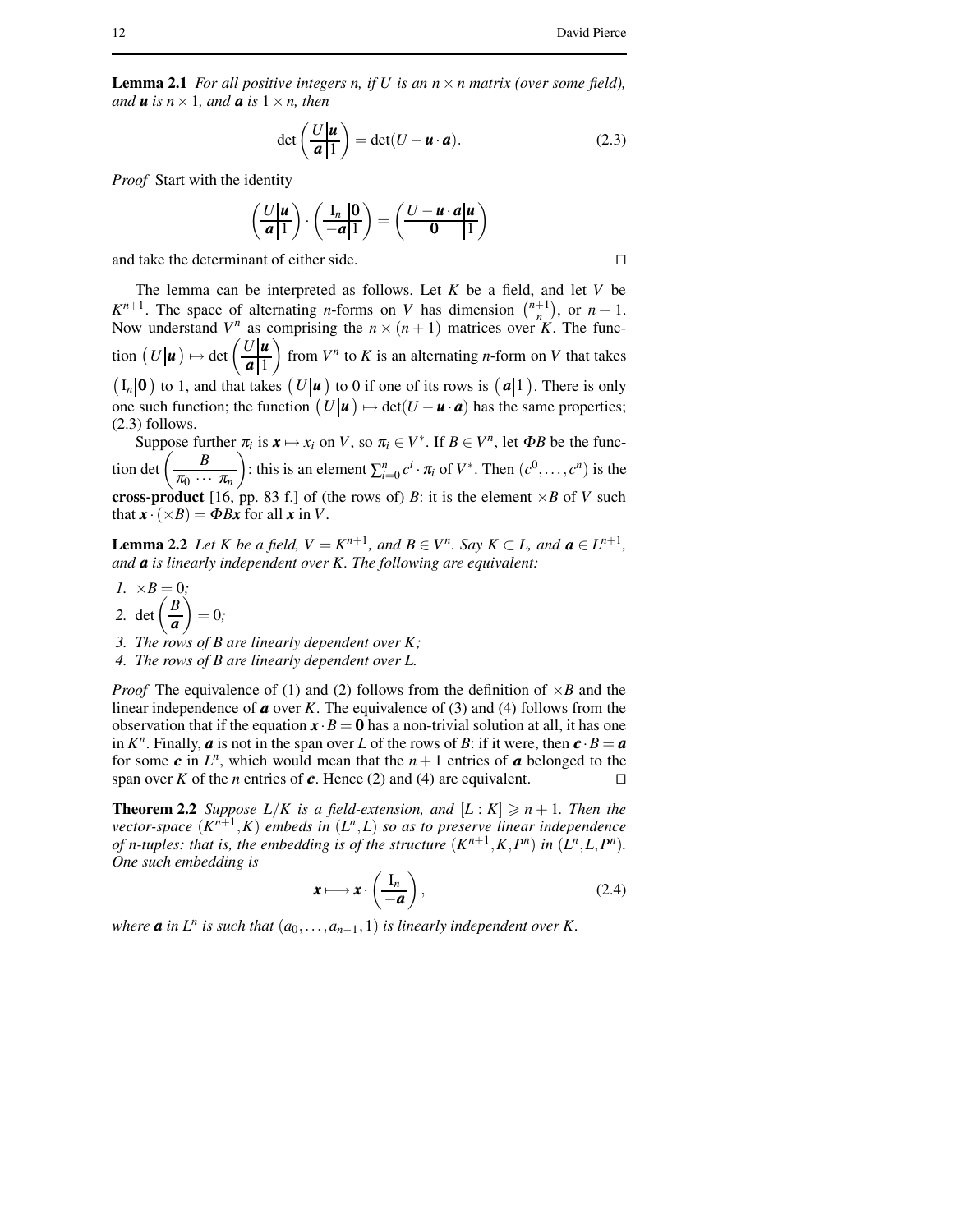**Lemma 2.1** *For all positive integers $n$, if $U$ is an $n \times n$ matrix (over some field), and $\boldsymbol{u}$ is $n \times 1$, and $\boldsymbol{a}$ is $1 \times n$, then*

$$\det\left(\begin{array}{c|c} U & \boldsymbol{u} \\ \hline \boldsymbol{a} & 1 \end{array}\right) = \det(U - \boldsymbol{u} \cdot \boldsymbol{a}). \tag{2.3}$$

*Proof* Start with the identity

$$\left(\begin{array}{c|c} U & \boldsymbol{u} \\ \hline \boldsymbol{a} & 1 \end{array}\right) \cdot \left(\begin{array}{c|c} \mathrm{I}_n & \mathbf{0} \\ \hline -\boldsymbol{a} & 1 \end{array}\right) = \left(\begin{array}{c|c} U - \boldsymbol{u} \cdot \boldsymbol{a} & \boldsymbol{u} \\ \hline \mathbf{0} & 1 \end{array}\right)$$

and take the determinant of either side. □

The lemma can be interpreted as follows. Let $K$ be a field, and let $V$ be $K^{n+1}$. The space of alternating $n$-forms on $V$ has dimension $\binom{n+1}{n}$, or $n+1$. Now understand $V^n$ as comprising the $n \times (n+1)$ matrices over $K$. The function $\left(U \middle| \boldsymbol{u}\right) \mapsto \det\left(\begin{array}{c|c} U & \boldsymbol{u} \\ \hline \boldsymbol{a} & 1 \end{array}\right)$ from $V^n$ to $K$ is an alternating $n$-form on $V$ that takes $\left(\mathrm{I}_n \middle| \mathbf{0}\right)$ to 1, and that takes $\left(U \middle| \boldsymbol{u}\right)$ to 0 if one of its rows is $\left(\boldsymbol{a} \middle| 1\right)$. There is only one such function; the function $\left(U \middle| \boldsymbol{u}\right) \mapsto \det(U - \boldsymbol{u} \cdot \boldsymbol{a})$ has the same properties; (2.3) follows.

Suppose further $\pi_i$ is $\boldsymbol{x} \mapsto x_i$ on $V$, so $\pi_i \in V^*$. If $B \in V^n$, let $\Phi B$ be the function $\det\left(\begin{array}{c} B \\ \hline \pi_0 \ \cdots \ \pi_n \end{array}\right)$: this is an element $\sum_{i=0}^{n} c^i \cdot \pi_i$ of $V^*$. Then $(c^0, \dots, c^n)$ is the **cross-product** [16, pp. 83 f.] of (the rows of) $B$: it is the element $\times B$ of $V$ such that $\boldsymbol{x} \cdot (\times B) = \Phi B \boldsymbol{x}$ for all $\boldsymbol{x}$ in $V$.

**Lemma 2.2** *Let $K$ be a field, $V = K^{n+1}$, and $B \in V^n$. Say $K \subset L$, and $\boldsymbol{a} \in L^{n+1}$, and $\boldsymbol{a}$ is linearly independent over $K$. The following are equivalent:*

1. $\times B = 0$*;*
2. $\det\left(\begin{array}{c} B \\ \hline \boldsymbol{a} \end{array}\right) = 0$*;*
3. *The rows of $B$ are linearly dependent over $K$;*
4. *The rows of $B$ are linearly dependent over $L$.*

*Proof* The equivalence of (1) and (2) follows from the definition of $\times B$ and the linear independence of $\boldsymbol{a}$ over $K$. The equivalence of (3) and (4) follows from the observation that if the equation $\boldsymbol{x} \cdot B = \mathbf{0}$ has a non-trivial solution at all, it has one in $K^n$. Finally, $\boldsymbol{a}$ is not in the span over $L$ of the rows of $B$: if it were, then $\boldsymbol{c} \cdot B = \boldsymbol{a}$ for some $\boldsymbol{c}$ in $L^n$, which would mean that the $n+1$ entries of $\boldsymbol{a}$ belonged to the span over $K$ of the $n$ entries of $\boldsymbol{c}$. Hence (2) and (4) are equivalent. □

**Theorem 2.2** *Suppose $L/K$ is a field-extension, and $[L : K] \geqslant n+1$. Then the vector-space $(K^{n+1}, K)$ embeds in $(L^n, L)$ so as to preserve linear independence of $n$-tuples: that is, the embedding is of the structure $(K^{n+1}, K, P^n)$ in $(L^n, L, P^n)$. One such embedding is*

$$\boldsymbol{x} \longmapsto \boldsymbol{x} \cdot \left(\begin{array}{c} \mathrm{I}_n \\ \hline -\boldsymbol{a} \end{array}\right), \tag{2.4}$$

*where $\boldsymbol{a}$ in $L^n$ is such that $(a_0, \dots, a_{n-1}, 1)$ is linearly independent over $K$.*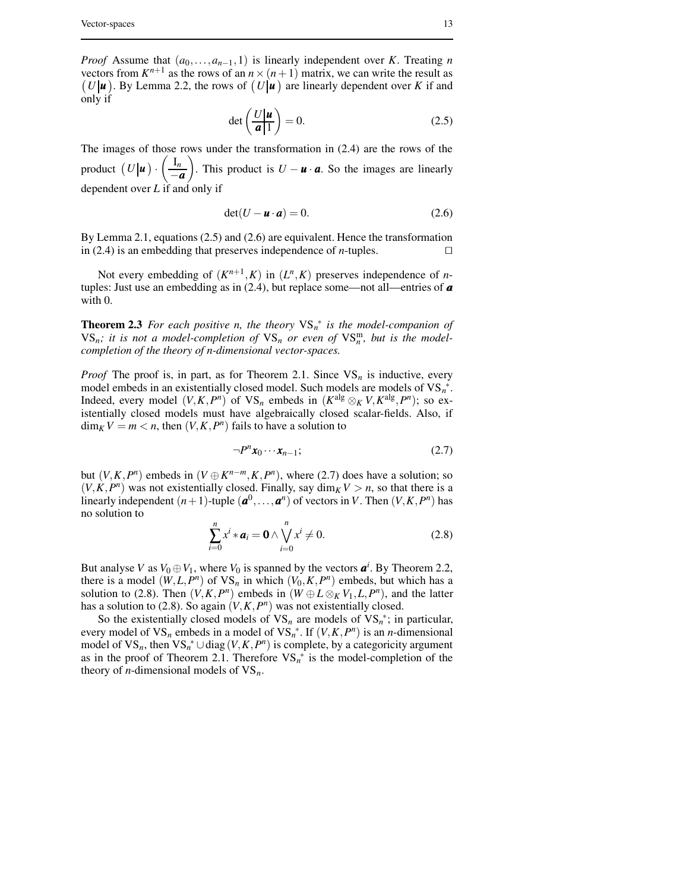*Proof* Assume that $(a_0,\dots,a_{n-1},1)$ is linearly independent over $K$. Treating $n$ vectors from $K^{n+1}$ as the rows of an $n\times(n+1)$ matrix, we can write the result as $\begin{pmatrix} U \,|\, \boldsymbol{u}\end{pmatrix}$. By Lemma 2.2, the rows of $\begin{pmatrix} U \,|\, \boldsymbol{u}\end{pmatrix}$ are linearly dependent over $K$ if and only if

$$\det\left(\begin{array}{c|c} U & \boldsymbol{u} \\ \hline \boldsymbol{a} & 1 \end{array}\right) = 0. \tag{2.5}$$

The images of those rows under the transformation in (2.4) are the rows of the product $\begin{pmatrix} U \,|\, \boldsymbol{u}\end{pmatrix}\cdot\left(\begin{array}{c} \mathrm{I}_n \\ \hline -\boldsymbol{a}\end{array}\right)$. This product is $U-\boldsymbol{u}\cdot\boldsymbol{a}$. So the images are linearly dependent over $L$ if and only if

$$\det(U-\boldsymbol{u}\cdot\boldsymbol{a}) = 0. \tag{2.6}$$

By Lemma 2.1, equations (2.5) and (2.6) are equivalent. Hence the transformation in (2.4) is an embedding that preserves independence of $n$-tuples. □

Not every embedding of $(K^{n+1},K)$ in $(L^n,K)$ preserves independence of $n$-tuples: Just use an embedding as in (2.4), but replace some—not all—entries of $\boldsymbol{a}$ with 0.

**Theorem 2.3** *For each positive n, the theory* $\mathrm{VS}_n{}^*$ *is the model-companion of* $\mathrm{VS}_n$*; it is not a model-completion of* $\mathrm{VS}_n$ *or even of* $\mathrm{VS}_n^{\mathrm{m}}$*, but is the model-completion of the theory of n-dimensional vector-spaces.*

*Proof* The proof is, in part, as for Theorem 2.1. Since $\mathrm{VS}_n$ is inductive, every model embeds in an existentially closed model. Such models are models of $\mathrm{VS}_n{}^*$. Indeed, every model $(V,K,P^n)$ of $\mathrm{VS}_n$ embeds in $(K^{\mathrm{alg}}\otimes_K V, K^{\mathrm{alg}}, P^n)$; so existentially closed models must have algebraically closed scalar-fields. Also, if $\dim_K V = m < n$, then $(V,K,P^n)$ fails to have a solution to

$$\neg P^n \boldsymbol{x}_0\cdots\boldsymbol{x}_{n-1}; \tag{2.7}$$

but $(V,K,P^n)$ embeds in $(V\oplus K^{n-m},K,P^n)$, where (2.7) does have a solution; so $(V,K,P^n)$ was not existentially closed. Finally, say $\dim_K V > n$, so that there is a linearly independent $(n+1)$-tuple $(\boldsymbol{a}^0,\dots,\boldsymbol{a}^n)$ of vectors in $V$. Then $(V,K,P^n)$ has no solution to

$$\sum_{i=0}^{n} x^i * \boldsymbol{a}_i = \boldsymbol{0} \wedge \bigvee_{i=0}^{n} x^i \neq 0. \tag{2.8}$$

But analyse $V$ as $V_0\oplus V_1$, where $V_0$ is spanned by the vectors $\boldsymbol{a}^i$. By Theorem 2.2, there is a model $(W,L,P^n)$ of $\mathrm{VS}_n$ in which $(V_0,K,P^n)$ embeds, but which has a solution to (2.8). Then $(V,K,P^n)$ embeds in $(W\oplus L\otimes_K V_1, L, P^n)$, and the latter has a solution to (2.8). So again $(V,K,P^n)$ was not existentially closed.

So the existentially closed models of $\mathrm{VS}_n$ are models of $\mathrm{VS}_n{}^*$; in particular, every model of $\mathrm{VS}_n$ embeds in a model of $\mathrm{VS}_n{}^*$. If $(V,K,P^n)$ is an $n$-dimensional model of $\mathrm{VS}_n$, then $\mathrm{VS}_n{}^* \cup \mathrm{diag}(V,K,P^n)$ is complete, by a categoricity argument as in the proof of Theorem 2.1. Therefore $\mathrm{VS}_n{}^*$ is the model-completion of the theory of $n$-dimensional models of $\mathrm{VS}_n$.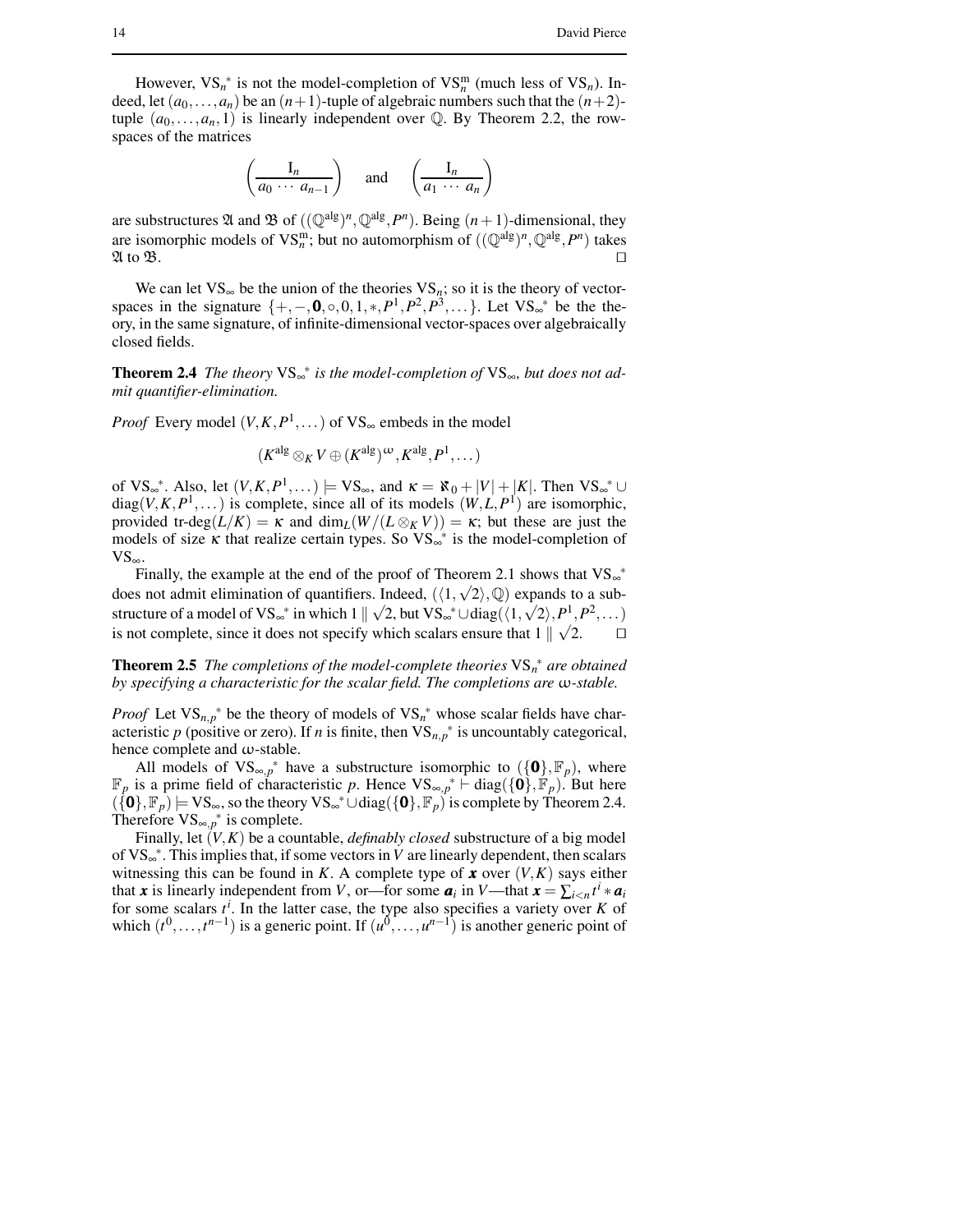However, $\mathrm{VS}_n{}^*$ is not the model-completion of $\mathrm{VS}_n^{\mathrm{m}}$ (much less of $\mathrm{VS}_n$). Indeed, let $(a_0,\dots,a_n)$ be an $(n+1)$-tuple of algebraic numbers such that the $(n+2)$-tuple $(a_0,\dots,a_n,1)$ is linearly independent over $\mathbb{Q}$. By Theorem 2.2, the row-spaces of the matrices

$$\left(\frac{\mathrm{I}_n}{a_0\ \cdots\ a_{n-1}}\right) \quad \text{and} \quad \left(\frac{\mathrm{I}_n}{a_1\ \cdots\ a_n}\right)$$

are substructures $\mathfrak{A}$ and $\mathfrak{B}$ of $((\mathbb{Q}^{\mathrm{alg}})^n,\mathbb{Q}^{\mathrm{alg}},P^n)$. Being $(n+1)$-dimensional, they are isomorphic models of $\mathrm{VS}_n^{\mathrm{m}}$; but no automorphism of $((\mathbb{Q}^{\mathrm{alg}})^n,\mathbb{Q}^{\mathrm{alg}},P^n)$ takes $\mathfrak{A}$ to $\mathfrak{B}$. □

We can let $\mathrm{VS}_\infty$ be the union of the theories $\mathrm{VS}_n$; so it is the theory of vector-spaces in the signature $\{+,-,\mathbf{0},\circ,0,1,*,P^1,P^2,P^3,\dots\}$. Let $\mathrm{VS}_\infty{}^*$ be the theory, in the same signature, of infinite-dimensional vector-spaces over algebraically closed fields.

**Theorem 2.4** *The theory $\mathrm{VS}_\infty{}^*$ is the model-completion of $\mathrm{VS}_\infty$, but does not admit quantifier-elimination.*

*Proof* Every model $(V,K,P^1,\dots)$ of $\mathrm{VS}_\infty$ embeds in the model

$$(K^{\mathrm{alg}}\otimes_K V\oplus(K^{\mathrm{alg}})^\omega,K^{\mathrm{alg}},P^1,\dots)$$

of $\mathrm{VS}_\infty{}^*$. Also, let $(V,K,P^1,\dots)\models\mathrm{VS}_\infty$, and $\kappa=\aleph_0+|V|+|K|$. Then $\mathrm{VS}_\infty{}^*\cup\mathrm{diag}(V,K,P^1,\dots)$ is complete, since all of its models $(W,L,P^1)$ are isomorphic, provided $\text{tr-deg}(L/K)=\kappa$ and $\dim_L(W/(L\otimes_K V))=\kappa$; but these are just the models of size $\kappa$ that realize certain types. So $\mathrm{VS}_\infty{}^*$ is the model-completion of $\mathrm{VS}_\infty$.

Finally, the example at the end of the proof of Theorem 2.1 shows that $\mathrm{VS}_\infty{}^*$ does not admit elimination of quantifiers. Indeed, $(\langle 1,\sqrt{2}\rangle,\mathbb{Q})$ expands to a substructure of a model of $\mathrm{VS}_\infty{}^*$ in which $1\parallel\sqrt{2}$, but $\mathrm{VS}_\infty{}^*\cup\mathrm{diag}(\langle 1,\sqrt{2}\rangle,P^1,P^2,\dots)$ is not complete, since it does not specify which scalars ensure that $1\parallel\sqrt{2}$. □

**Theorem 2.5** *The completions of the model-complete theories $\mathrm{VS}_n{}^*$ are obtained by specifying a characteristic for the scalar field. The completions are $\omega$-stable.*

*Proof* Let $\mathrm{VS}_{n,p}{}^*$ be the theory of models of $\mathrm{VS}_n{}^*$ whose scalar fields have characteristic $p$ (positive or zero). If $n$ is finite, then $\mathrm{VS}_{n,p}{}^*$ is uncountably categorical, hence complete and $\omega$-stable.

All models of $\mathrm{VS}_{\infty,p}{}^*$ have a substructure isomorphic to $(\{\mathbf{0}\},\mathbb{F}_p)$, where $\mathbb{F}_p$ is a prime field of characteristic $p$. Hence $\mathrm{VS}_{\infty,p}{}^*\vdash\mathrm{diag}(\{\mathbf{0}\},\mathbb{F}_p)$. But here $(\{\mathbf{0}\},\mathbb{F}_p)\models\mathrm{VS}_\infty$, so the theory $\mathrm{VS}_\infty{}^*\cup\mathrm{diag}(\{\mathbf{0}\},\mathbb{F}_p)$ is complete by Theorem 2.4. Therefore $\mathrm{VS}_{\infty,p}{}^*$ is complete.

Finally, let $(V,K)$ be a countable, *definably closed* substructure of a big model of $\mathrm{VS}_\infty{}^*$. This implies that, if some vectors in $V$ are linearly dependent, then scalars witnessing this can be found in $K$. A complete type of $\boldsymbol{x}$ over $(V,K)$ says either that $\boldsymbol{x}$ is linearly independent from $V$, or—for some $\boldsymbol{a}_i$ in $V$—that $\boldsymbol{x}=\sum_{i<n}t^i*\boldsymbol{a}_i$ for some scalars $t^i$. In the latter case, the type also specifies a variety over $K$ of which $(t^0,\dots,t^{n-1})$ is a generic point. If $(u^0,\dots,u^{n-1})$ is another generic point of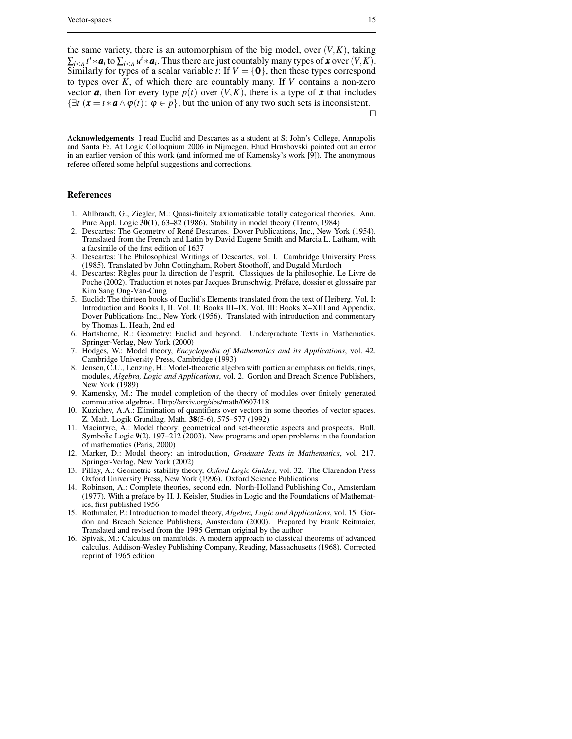the same variety, there is an automorphism of the big model, over $(V,K)$, taking $\sum_{i<n} t^i * \boldsymbol{a}_i$ to $\sum_{i<n} u^i * \boldsymbol{a}_i$. Thus there are just countably many types of $\boldsymbol{x}$ over $(V,K)$. Similarly for types of a scalar variable $t$: If $V = \{\mathbf{0}\}$, then these types correspond to types over $K$, of which there are countably many. If $V$ contains a non-zero vector $\boldsymbol{a}$, then for every type $p(t)$ over $(V,K)$, there is a type of $\boldsymbol{x}$ that includes $\{\exists t\ (\boldsymbol{x} = t * \boldsymbol{a} \wedge \varphi(t) \colon \varphi \in p\}$; but the union of any two such sets is inconsistent. □

**Acknowledgements** I read Euclid and Descartes as a student at St John's College, Annapolis and Santa Fe. At Logic Colloquium 2006 in Nijmegen, Ehud Hrushovski pointed out an error in an earlier version of this work (and informed me of Kamensky's work [9]). The anonymous referee offered some helpful suggestions and corrections.

## References

1. Ahlbrandt, G., Ziegler, M.: Quasi-finitely axiomatizable totally categorical theories. Ann. Pure Appl. Logic **30**(1), 63–82 (1986). Stability in model theory (Trento, 1984)
2. Descartes: The Geometry of René Descartes. Dover Publications, Inc., New York (1954). Translated from the French and Latin by David Eugene Smith and Marcia L. Latham, with a facsimile of the first edition of 1637
3. Descartes: The Philosophical Writings of Descartes, vol. I. Cambridge University Press (1985). Translated by John Cottingham, Robert Stoothoff, and Dugald Murdoch
4. Descartes: Règles pour la direction de l'esprit. Classiques de la philosophie. Le Livre de Poche (2002). Traduction et notes par Jacques Brunschwig. Préface, dossier et glossaire par Kim Sang Ong-Van-Cung
5. Euclid: The thirteen books of Euclid's Elements translated from the text of Heiberg. Vol. I: Introduction and Books I, II. Vol. II: Books III–IX. Vol. III: Books X–XIII and Appendix. Dover Publications Inc., New York (1956). Translated with introduction and commentary by Thomas L. Heath, 2nd ed
6. Hartshorne, R.: Geometry: Euclid and beyond. Undergraduate Texts in Mathematics. Springer-Verlag, New York (2000)
7. Hodges, W.: Model theory, *Encyclopedia of Mathematics and its Applications*, vol. 42. Cambridge University Press, Cambridge (1993)
8. Jensen, C.U., Lenzing, H.: Model-theoretic algebra with particular emphasis on fields, rings, modules, *Algebra, Logic and Applications*, vol. 2. Gordon and Breach Science Publishers, New York (1989)
9. Kamensky, M.: The model completion of the theory of modules over finitely generated commutative algebras. Http://arxiv.org/abs/math/0607418
10. Kuzichev, A.A.: Elimination of quantifiers over vectors in some theories of vector spaces. Z. Math. Logik Grundlag. Math. **38**(5-6), 575–577 (1992)
11. Macintyre, A.: Model theory: geometrical and set-theoretic aspects and prospects. Bull. Symbolic Logic **9**(2), 197–212 (2003). New programs and open problems in the foundation of mathematics (Paris, 2000)
12. Marker, D.: Model theory: an introduction, *Graduate Texts in Mathematics*, vol. 217. Springer-Verlag, New York (2002)
13. Pillay, A.: Geometric stability theory, *Oxford Logic Guides*, vol. 32. The Clarendon Press Oxford University Press, New York (1996). Oxford Science Publications
14. Robinson, A.: Complete theories, second edn. North-Holland Publishing Co., Amsterdam (1977). With a preface by H. J. Keisler, Studies in Logic and the Foundations of Mathematics, first published 1956
15. Rothmaler, P.: Introduction to model theory, *Algebra, Logic and Applications*, vol. 15. Gordon and Breach Science Publishers, Amsterdam (2000). Prepared by Frank Reitmaier, Translated and revised from the 1995 German original by the author
16. Spivak, M.: Calculus on manifolds. A modern approach to classical theorems of advanced calculus. Addison-Wesley Publishing Company, Reading, Massachusetts (1968). Corrected reprint of 1965 edition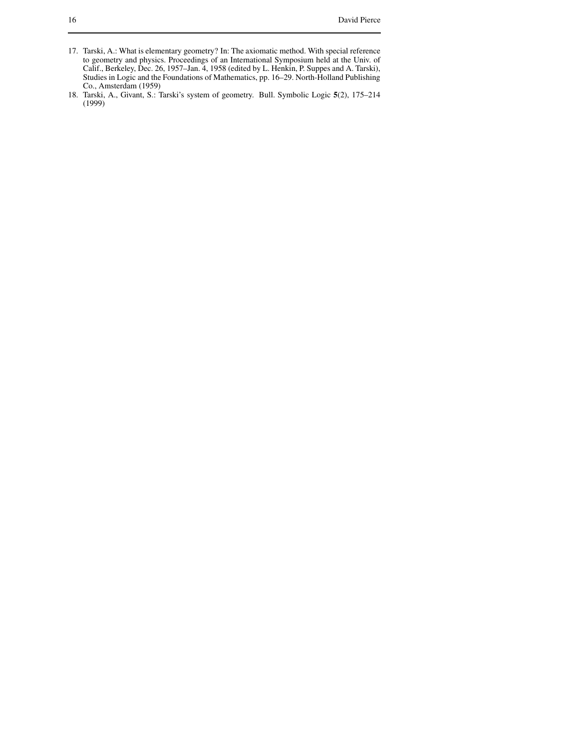17. Tarski, A.: What is elementary geometry? In: The axiomatic method. With special reference to geometry and physics. Proceedings of an International Symposium held at the Univ. of Calif., Berkeley, Dec. 26, 1957–Jan. 4, 1958 (edited by L. Henkin, P. Suppes and A. Tarski), Studies in Logic and the Foundations of Mathematics, pp. 16–29. North-Holland Publishing Co., Amsterdam (1959)
18. Tarski, A., Givant, S.: Tarski's system of geometry. Bull. Symbolic Logic **5**(2), 175–214 (1999)